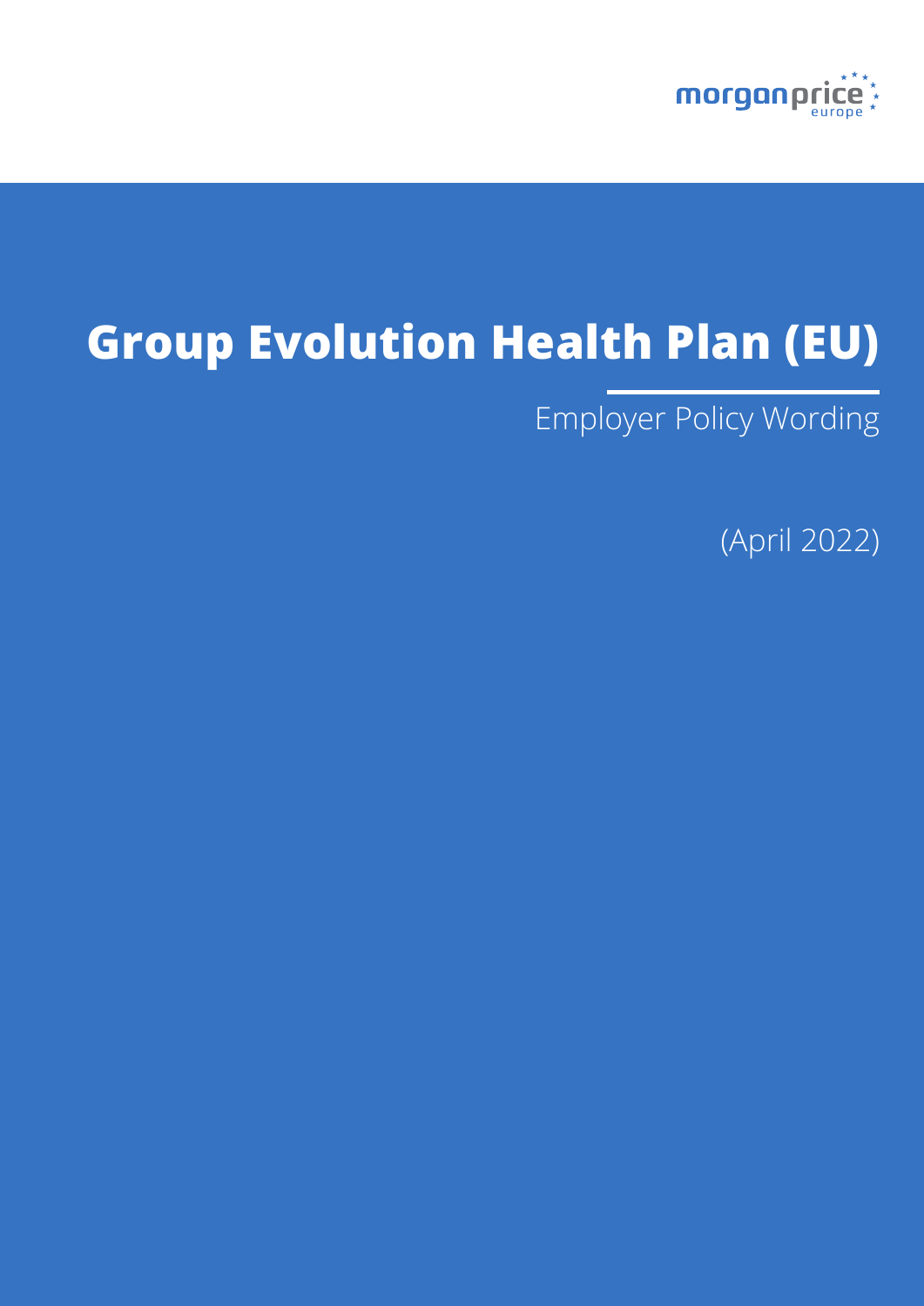morganprice europe

# Group Evolution Health Plan (EU)

Employer Policy Wording

(April 2022)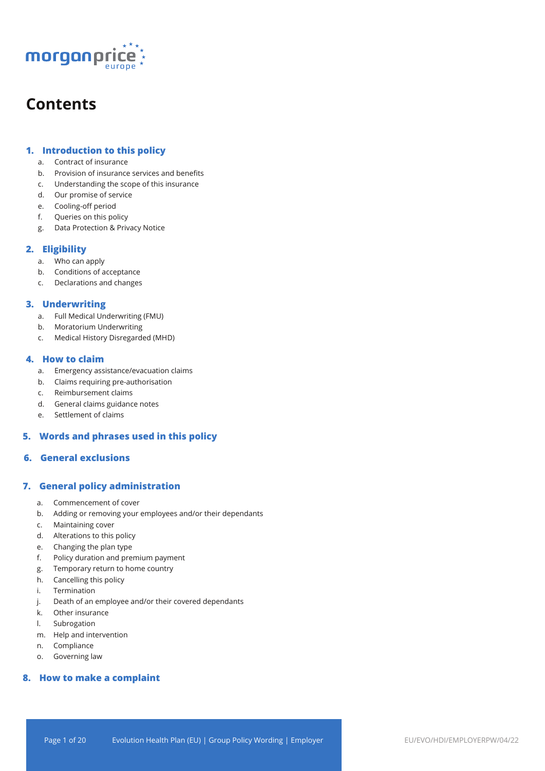# Contents

## 1. Introduction to this policy

a. Contract of insurance
b. Provision of insurance services and benefits
c. Understanding the scope of this insurance
d. Our promise of service
e. Cooling-off period
f. Queries on this policy
g. Data Protection & Privacy Notice

## 2. Eligibility

a. Who can apply
b. Conditions of acceptance
c. Declarations and changes

## 3. Underwriting

a. Full Medical Underwriting (FMU)
b. Moratorium Underwriting
c. Medical History Disregarded (MHD)

## 4. How to claim

a. Emergency assistance/evacuation claims
b. Claims requiring pre-authorisation
c. Reimbursement claims
d. General claims guidance notes
e. Settlement of claims

## 5. Words and phrases used in this policy

## 6. General exclusions

## 7. General policy administration

a. Commencement of cover
b. Adding or removing your employees and/or their dependants
c. Maintaining cover
d. Alterations to this policy
e. Changing the plan type
f. Policy duration and premium payment
g. Temporary return to home country
h. Cancelling this policy
i. Termination
j. Death of an employee and/or their covered dependants
k. Other insurance
l. Subrogation
m. Help and intervention
n. Compliance
o. Governing law

## 8. How to make a complaint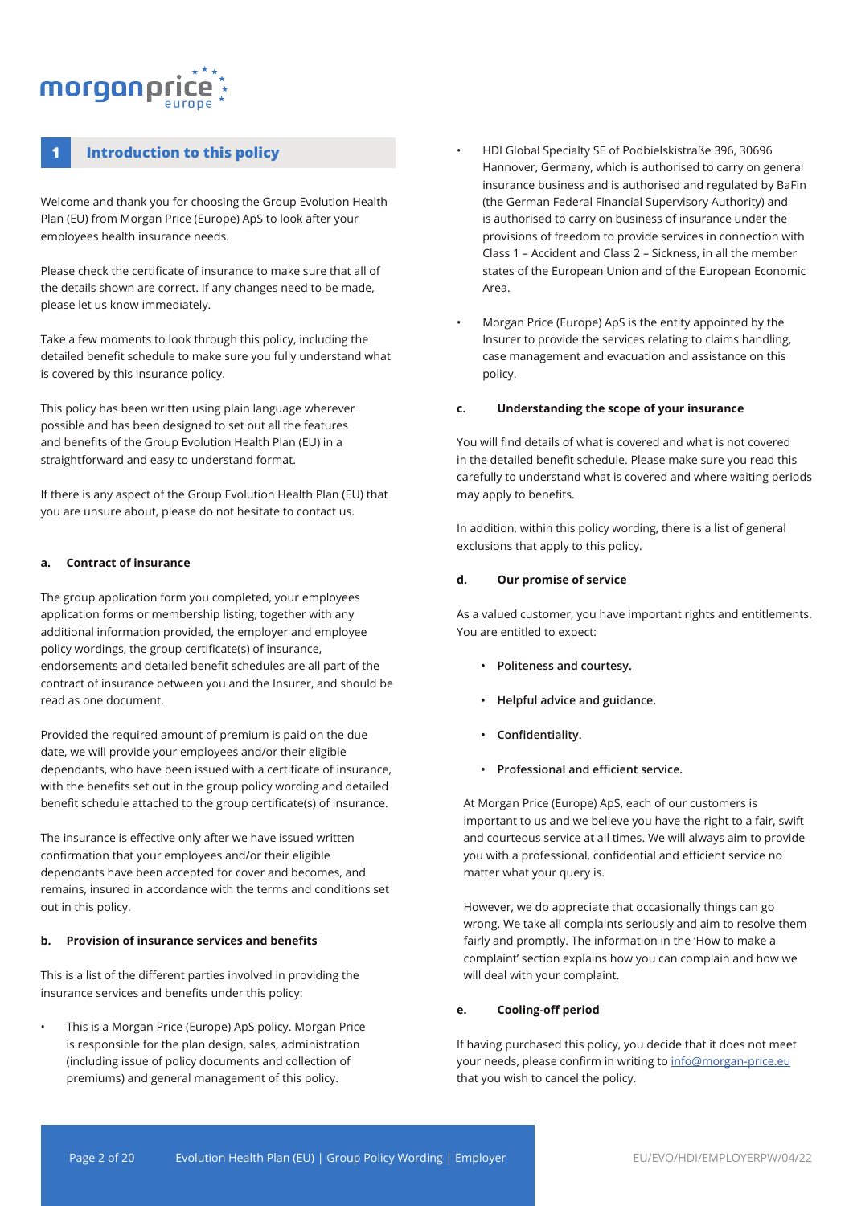## 1 Introduction to this policy

Welcome and thank you for choosing the Group Evolution Health Plan (EU) from Morgan Price (Europe) ApS to look after your employees health insurance needs.

Please check the certificate of insurance to make sure that all of the details shown are correct. If any changes need to be made, please let us know immediately.

Take a few moments to look through this policy, including the detailed benefit schedule to make sure you fully understand what is covered by this insurance policy.

This policy has been written using plain language wherever possible and has been designed to set out all the features and benefits of the Group Evolution Health Plan (EU) in a straightforward and easy to understand format.

If there is any aspect of the Group Evolution Health Plan (EU) that you are unsure about, please do not hesitate to contact us.

### a. Contract of insurance

The group application form you completed, your employees application forms or membership listing, together with any additional information provided, the employer and employee policy wordings, the group certificate(s) of insurance, endorsements and detailed benefit schedules are all part of the contract of insurance between you and the Insurer, and should be read as one document.

Provided the required amount of premium is paid on the due date, we will provide your employees and/or their eligible dependants, who have been issued with a certificate of insurance, with the benefits set out in the group policy wording and detailed benefit schedule attached to the group certificate(s) of insurance.

The insurance is effective only after we have issued written confirmation that your employees and/or their eligible dependants have been accepted for cover and becomes, and remains, insured in accordance with the terms and conditions set out in this policy.

### b. Provision of insurance services and benefits

This is a list of the different parties involved in providing the insurance services and benefits under this policy:

- This is a Morgan Price (Europe) ApS policy. Morgan Price is responsible for the plan design, sales, administration (including issue of policy documents and collection of premiums) and general management of this policy.
- HDI Global Specialty SE of Podbielskistraße 396, 30696 Hannover, Germany, which is authorised to carry on general insurance business and is authorised and regulated by BaFin (the German Federal Financial Supervisory Authority) and is authorised to carry on business of insurance under the provisions of freedom to provide services in connection with Class 1 – Accident and Class 2 – Sickness, in all the member states of the European Union and of the European Economic Area.
- Morgan Price (Europe) ApS is the entity appointed by the Insurer to provide the services relating to claims handling, case management and evacuation and assistance on this policy.

### c. Understanding the scope of your insurance

You will find details of what is covered and what is not covered in the detailed benefit schedule. Please make sure you read this carefully to understand what is covered and where waiting periods may apply to benefits.

In addition, within this policy wording, there is a list of general exclusions that apply to this policy.

### d. Our promise of service

As a valued customer, you have important rights and entitlements. You are entitled to expect:

- **Politeness and courtesy.**
- **Helpful advice and guidance.**
- **Confidentiality.**
- **Professional and efficient service.**

At Morgan Price (Europe) ApS, each of our customers is important to us and we believe you have the right to a fair, swift and courteous service at all times. We will always aim to provide you with a professional, confidential and efficient service no matter what your query is.

However, we do appreciate that occasionally things can go wrong. We take all complaints seriously and aim to resolve them fairly and promptly. The information in the 'How to make a complaint' section explains how you can complain and how we will deal with your complaint.

### e. Cooling-off period

If having purchased this policy, you decide that it does not meet your needs, please confirm in writing to info@morgan-price.eu that you wish to cancel the policy.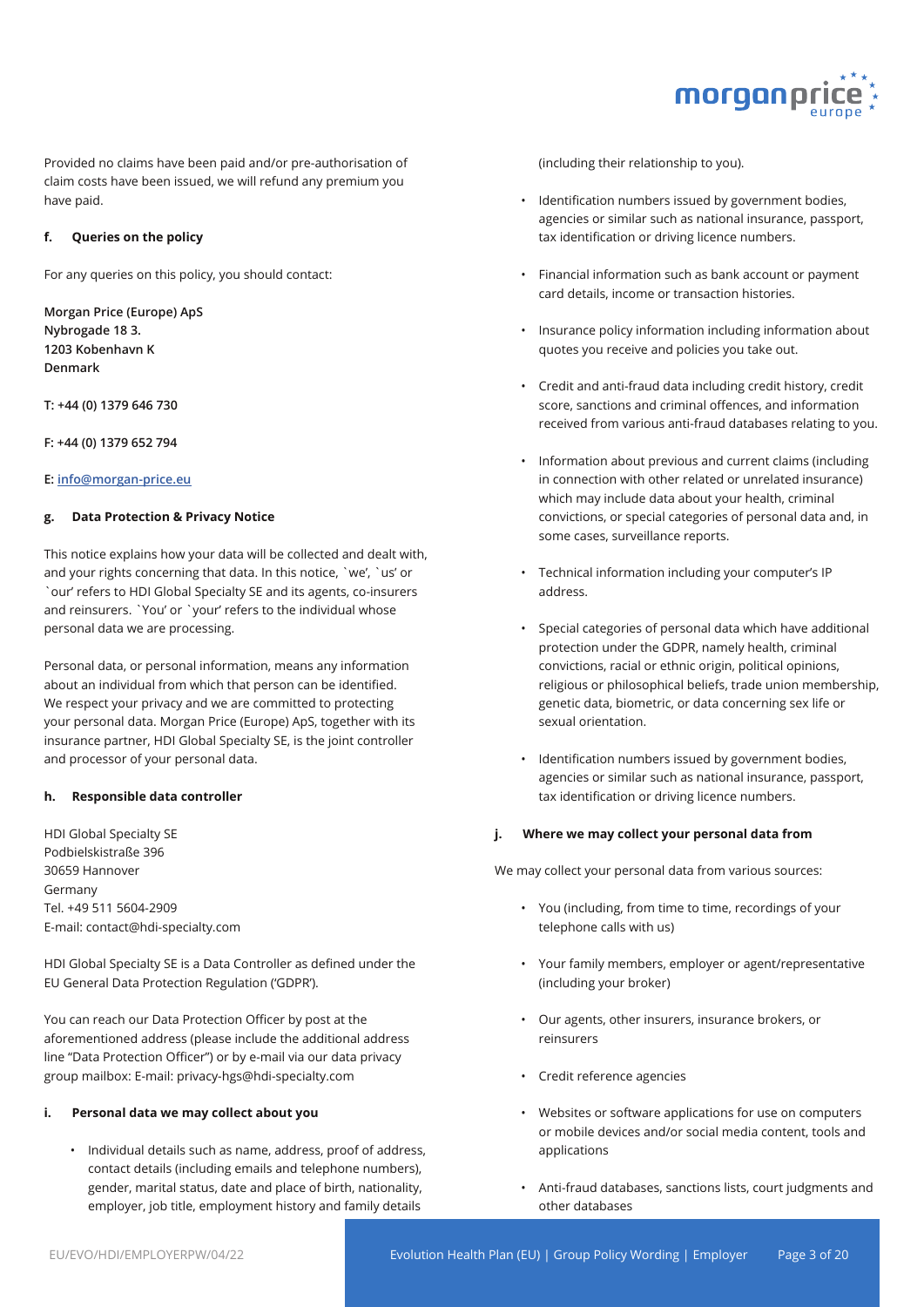Provided no claims have been paid and/or pre-authorisation of claim costs have been issued, we will refund any premium you have paid.

#### f. Queries on the policy

For any queries on this policy, you should contact:

**Morgan Price (Europe) ApS**
**Nybrogade 18 3.**
**1203 Kobenhavn K**
**Denmark**

**T: +44 (0) 1379 646 730**

**F: +44 (0) 1379 652 794**

**E: info@morgan-price.eu**

#### g. Data Protection & Privacy Notice

This notice explains how your data will be collected and dealt with, and your rights concerning that data. In this notice, `we', `us' or `our' refers to HDI Global Specialty SE and its agents, co-insurers and reinsurers. `You' or `your' refers to the individual whose personal data we are processing.

Personal data, or personal information, means any information about an individual from which that person can be identified. We respect your privacy and we are committed to protecting your personal data. Morgan Price (Europe) ApS, together with its insurance partner, HDI Global Specialty SE, is the joint controller and processor of your personal data.

#### h. Responsible data controller

HDI Global Specialty SE
Podbielskistraße 396
30659 Hannover
Germany
Tel. +49 511 5604-2909
E-mail: contact@hdi-specialty.com

HDI Global Specialty SE is a Data Controller as defined under the EU General Data Protection Regulation ('GDPR').

You can reach our Data Protection Officer by post at the aforementioned address (please include the additional address line "Data Protection Officer") or by e-mail via our data privacy group mailbox: E-mail: privacy-hgs@hdi-specialty.com

#### i. Personal data we may collect about you

- Individual details such as name, address, proof of address, contact details (including emails and telephone numbers), gender, marital status, date and place of birth, nationality, employer, job title, employment history and family details (including their relationship to you).
- Identification numbers issued by government bodies, agencies or similar such as national insurance, passport, tax identification or driving licence numbers.
- Financial information such as bank account or payment card details, income or transaction histories.
- Insurance policy information including information about quotes you receive and policies you take out.
- Credit and anti-fraud data including credit history, credit score, sanctions and criminal offences, and information received from various anti-fraud databases relating to you.
- Information about previous and current claims (including in connection with other related or unrelated insurance) which may include data about your health, criminal convictions, or special categories of personal data and, in some cases, surveillance reports.
- Technical information including your computer's IP address.
- Special categories of personal data which have additional protection under the GDPR, namely health, criminal convictions, racial or ethnic origin, political opinions, religious or philosophical beliefs, trade union membership, genetic data, biometric, or data concerning sex life or sexual orientation.
- Identification numbers issued by government bodies, agencies or similar such as national insurance, passport, tax identification or driving licence numbers.

#### j. Where we may collect your personal data from

We may collect your personal data from various sources:

- You (including, from time to time, recordings of your telephone calls with us)
- Your family members, employer or agent/representative (including your broker)
- Our agents, other insurers, insurance brokers, or reinsurers
- Credit reference agencies
- Websites or software applications for use on computers or mobile devices and/or social media content, tools and applications
- Anti-fraud databases, sanctions lists, court judgments and other databases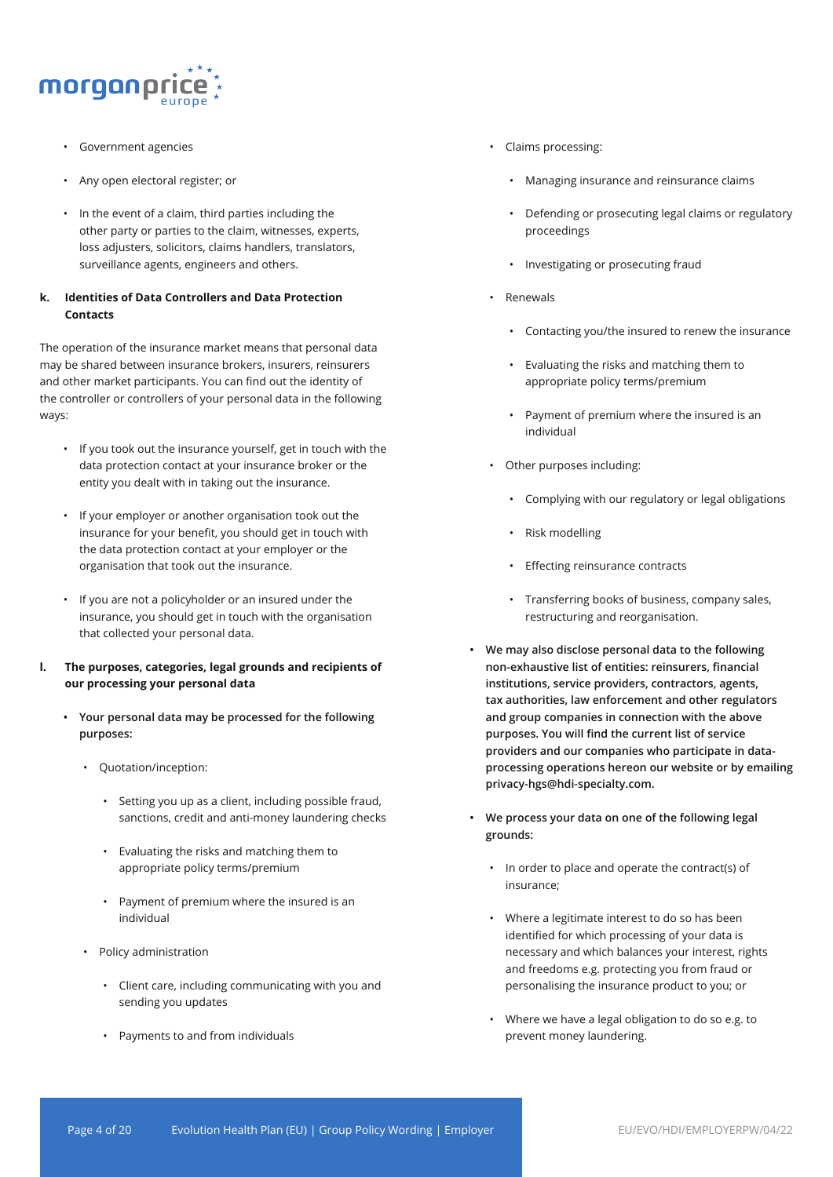- Government agencies
- Any open electoral register; or
- In the event of a claim, third parties including the other party or parties to the claim, witnesses, experts, loss adjusters, solicitors, claims handlers, translators, surveillance agents, engineers and others.

**k. Identities of Data Controllers and Data Protection Contacts**

The operation of the insurance market means that personal data may be shared between insurance brokers, insurers, reinsurers and other market participants. You can find out the identity of the controller or controllers of your personal data in the following ways:

- If you took out the insurance yourself, get in touch with the data protection contact at your insurance broker or the entity you dealt with in taking out the insurance.
- If your employer or another organisation took out the insurance for your benefit, you should get in touch with the data protection contact at your employer or the organisation that took out the insurance.
- If you are not a policyholder or an insured under the insurance, you should get in touch with the organisation that collected your personal data.

**l. The purposes, categories, legal grounds and recipients of our processing your personal data**

- **Your personal data may be processed for the following purposes:**
  - Quotation/inception:
    - Setting you up as a client, including possible fraud, sanctions, credit and anti-money laundering checks
    - Evaluating the risks and matching them to appropriate policy terms/premium
    - Payment of premium where the insured is an individual
  - Policy administration
    - Client care, including communicating with you and sending you updates
    - Payments to and from individuals
  - Claims processing:
    - Managing insurance and reinsurance claims
    - Defending or prosecuting legal claims or regulatory proceedings
    - Investigating or prosecuting fraud
  - Renewals
    - Contacting you/the insured to renew the insurance
    - Evaluating the risks and matching them to appropriate policy terms/premium
    - Payment of premium where the insured is an individual
  - Other purposes including:
    - Complying with our regulatory or legal obligations
    - Risk modelling
    - Effecting reinsurance contracts
    - Transferring books of business, company sales, restructuring and reorganisation.
- **We may also disclose personal data to the following non-exhaustive list of entities: reinsurers, financial institutions, service providers, contractors, agents, tax authorities, law enforcement and other regulators and group companies in connection with the above purposes. You will find the current list of service providers and our companies who participate in data-processing operations hereon our website or by emailing privacy-hgs@hdi-specialty.com.**
- **We process your data on one of the following legal grounds:**
  - In order to place and operate the contract(s) of insurance;
  - Where a legitimate interest to do so has been identified for which processing of your data is necessary and which balances your interest, rights and freedoms e.g. protecting you from fraud or personalising the insurance product to you; or
  - Where we have a legal obligation to do so e.g. to prevent money laundering.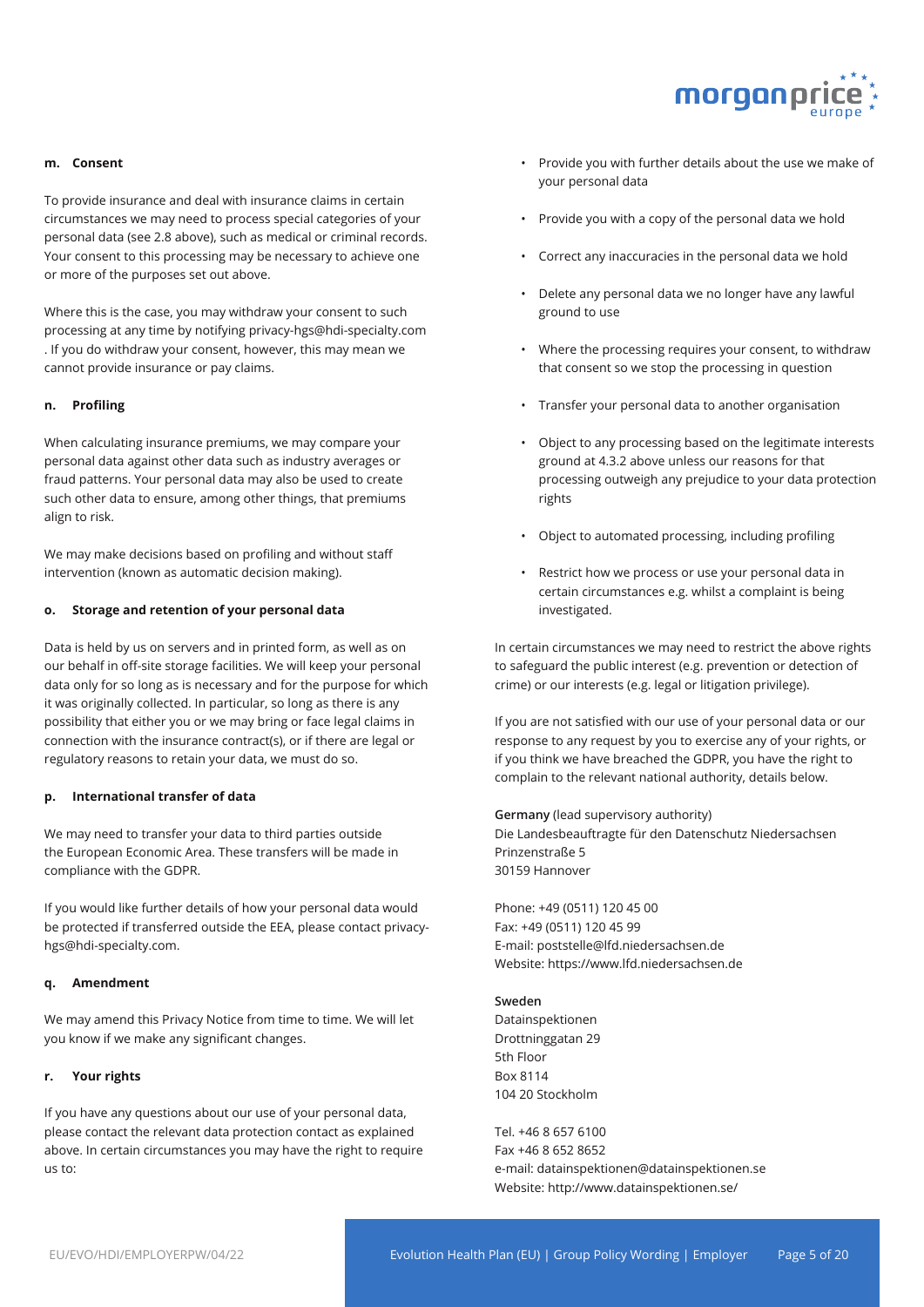#### m. Consent

To provide insurance and deal with insurance claims in certain circumstances we may need to process special categories of your personal data (see 2.8 above), such as medical or criminal records. Your consent to this processing may be necessary to achieve one or more of the purposes set out above.

Where this is the case, you may withdraw your consent to such processing at any time by notifying privacy-hgs@hdi-specialty.com . If you do withdraw your consent, however, this may mean we cannot provide insurance or pay claims.

#### n. Profiling

When calculating insurance premiums, we may compare your personal data against other data such as industry averages or fraud patterns. Your personal data may also be used to create such other data to ensure, among other things, that premiums align to risk.

We may make decisions based on profiling and without staff intervention (known as automatic decision making).

#### o. Storage and retention of your personal data

Data is held by us on servers and in printed form, as well as on our behalf in off-site storage facilities. We will keep your personal data only for so long as is necessary and for the purpose for which it was originally collected. In particular, so long as there is any possibility that either you or we may bring or face legal claims in connection with the insurance contract(s), or if there are legal or regulatory reasons to retain your data, we must do so.

#### p. International transfer of data

We may need to transfer your data to third parties outside the European Economic Area. These transfers will be made in compliance with the GDPR.

If you would like further details of how your personal data would be protected if transferred outside the EEA, please contact privacy-hgs@hdi-specialty.com.

#### q. Amendment

We may amend this Privacy Notice from time to time. We will let you know if we make any significant changes.

#### r. Your rights

If you have any questions about our use of your personal data, please contact the relevant data protection contact as explained above. In certain circumstances you may have the right to require us to:

- Provide you with further details about the use we make of your personal data
- Provide you with a copy of the personal data we hold
- Correct any inaccuracies in the personal data we hold
- Delete any personal data we no longer have any lawful ground to use
- Where the processing requires your consent, to withdraw that consent so we stop the processing in question
- Transfer your personal data to another organisation
- Object to any processing based on the legitimate interests ground at 4.3.2 above unless our reasons for that processing outweigh any prejudice to your data protection rights
- Object to automated processing, including profiling
- Restrict how we process or use your personal data in certain circumstances e.g. whilst a complaint is being investigated.

In certain circumstances we may need to restrict the above rights to safeguard the public interest (e.g. prevention or detection of crime) or our interests (e.g. legal or litigation privilege).

If you are not satisfied with our use of your personal data or our response to any request by you to exercise any of your rights, or if you think we have breached the GDPR, you have the right to complain to the relevant national authority, details below.

**Germany** (lead supervisory authority)
Die Landesbeauftragte für den Datenschutz Niedersachsen
Prinzenstraße 5
30159 Hannover

Phone: +49 (0511) 120 45 00
Fax: +49 (0511) 120 45 99
E-mail: poststelle@lfd.niedersachsen.de
Website: https://www.lfd.niedersachsen.de

**Sweden**
Datainspektionen
Drottninggatan 29
5th Floor
Box 8114
104 20 Stockholm

Tel. +46 8 657 6100
Fax +46 8 652 8652
e-mail: datainspektionen@datainspektionen.se
Website: http://www.datainspektionen.se/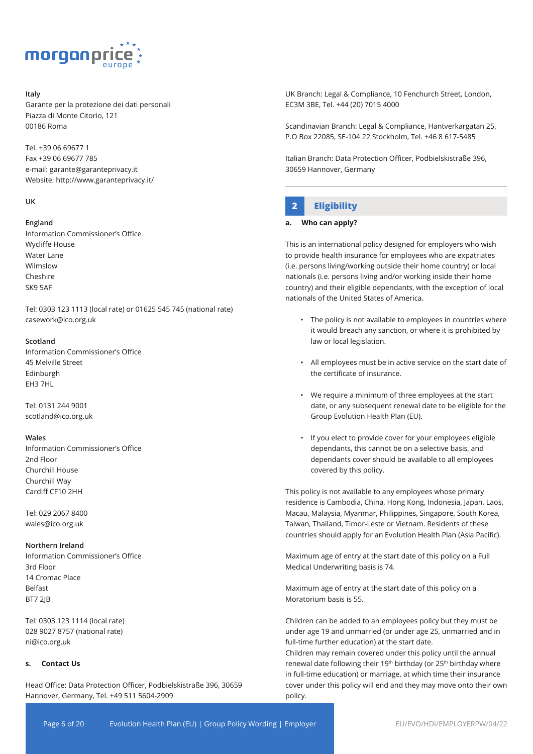**Italy**
Garante per la protezione dei dati personali
Piazza di Monte Citorio, 121
00186 Roma

Tel. +39 06 69677 1
Fax +39 06 69677 785
e-mail: garante@garanteprivacy.it
Website: http://www.garanteprivacy.it/

**UK**

**England**
Information Commissioner's Office
Wycliffe House
Water Lane
Wilmslow
Cheshire
SK9 5AF

Tel: 0303 123 1113 (local rate) or 01625 545 745 (national rate)
casework@ico.org.uk

**Scotland**
Information Commissioner's Office
45 Melville Street
Edinburgh
EH3 7HL

Tel: 0131 244 9001
scotland@ico.org.uk

**Wales**
Information Commissioner's Office
2nd Floor
Churchill House
Churchill Way
Cardiff CF10 2HH

Tel: 029 2067 8400
wales@ico.org.uk

**Northern Ireland**
Information Commissioner's Office
3rd Floor
14 Cromac Place
Belfast
BT7 2JB

Tel: 0303 123 1114 (local rate)
028 9027 8757 (national rate)
ni@ico.org.uk

### s. Contact Us

Head Office: Data Protection Officer, Podbielskistraße 396, 30659 Hannover, Germany, Tel. +49 511 5604-2909

UK Branch: Legal & Compliance, 10 Fenchurch Street, London, EC3M 3BE, Tel. +44 (20) 7015 4000

Scandinavian Branch: Legal & Compliance, Hantverkargatan 25, P.O Box 22085, SE-104 22 Stockholm, Tel. +46 8 617-5485

Italian Branch: Data Protection Officer, Podbielskistraße 396, 30659 Hannover, Germany

## 2 Eligibility

### a. Who can apply?

This is an international policy designed for employers who wish to provide health insurance for employees who are expatriates (i.e. persons living/working outside their home country) or local nationals (i.e. persons living and/or working inside their home country) and their eligible dependants, with the exception of local nationals of the United States of America.

- The policy is not available to employees in countries where it would breach any sanction, or where it is prohibited by law or local legislation.
- All employees must be in active service on the start date of the certificate of insurance.
- We require a minimum of three employees at the start date, or any subsequent renewal date to be eligible for the Group Evolution Health Plan (EU).
- If you elect to provide cover for your employees eligible dependants, this cannot be on a selective basis, and dependants cover should be available to all employees covered by this policy.

This policy is not available to any employees whose primary residence is Cambodia, China, Hong Kong, Indonesia, Japan, Laos, Macau, Malaysia, Myanmar, Philippines, Singapore, South Korea, Taiwan, Thailand, Timor-Leste or Vietnam. Residents of these countries should apply for an Evolution Health Plan (Asia Pacific).

Maximum age of entry at the start date of this policy on a Full Medical Underwriting basis is 74.

Maximum age of entry at the start date of this policy on a Moratorium basis is 55.

Children can be added to an employees policy but they must be under age 19 and unmarried (or under age 25, unmarried and in full-time further education) at the start date.
Children may remain covered under this policy until the annual renewal date following their 19th birthday (or 25th birthday where in full-time education) or marriage, at which time their insurance cover under this policy will end and they may move onto their own policy.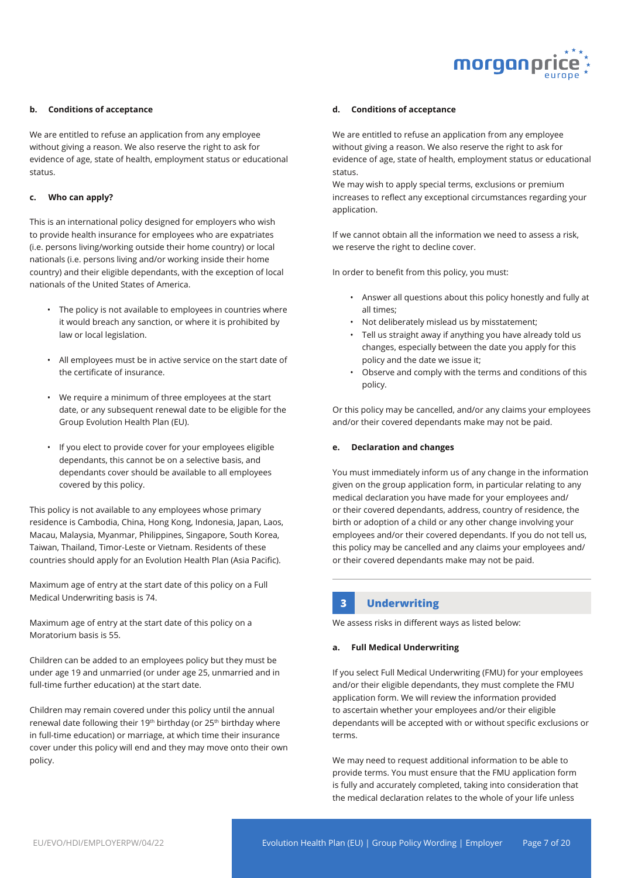#### b. Conditions of acceptance

We are entitled to refuse an application from any employee without giving a reason. We also reserve the right to ask for evidence of age, state of health, employment status or educational status.

#### c. Who can apply?

This is an international policy designed for employers who wish to provide health insurance for employees who are expatriates (i.e. persons living/working outside their home country) or local nationals (i.e. persons living and/or working inside their home country) and their eligible dependants, with the exception of local nationals of the United States of America.

- The policy is not available to employees in countries where it would breach any sanction, or where it is prohibited by law or local legislation.
- All employees must be in active service on the start date of the certificate of insurance.
- We require a minimum of three employees at the start date, or any subsequent renewal date to be eligible for the Group Evolution Health Plan (EU).
- If you elect to provide cover for your employees eligible dependants, this cannot be on a selective basis, and dependants cover should be available to all employees covered by this policy.

This policy is not available to any employees whose primary residence is Cambodia, China, Hong Kong, Indonesia, Japan, Laos, Macau, Malaysia, Myanmar, Philippines, Singapore, South Korea, Taiwan, Thailand, Timor-Leste or Vietnam. Residents of these countries should apply for an Evolution Health Plan (Asia Pacific).

Maximum age of entry at the start date of this policy on a Full Medical Underwriting basis is 74.

Maximum age of entry at the start date of this policy on a Moratorium basis is 55.

Children can be added to an employees policy but they must be under age 19 and unmarried (or under age 25, unmarried and in full-time further education) at the start date.

Children may remain covered under this policy until the annual renewal date following their 19th birthday (or 25th birthday where in full-time education) or marriage, at which time their insurance cover under this policy will end and they may move onto their own policy.

#### d. Conditions of acceptance

We are entitled to refuse an application from any employee without giving a reason. We also reserve the right to ask for evidence of age, state of health, employment status or educational status.
We may wish to apply special terms, exclusions or premium increases to reflect any exceptional circumstances regarding your application.

If we cannot obtain all the information we need to assess a risk, we reserve the right to decline cover.

In order to benefit from this policy, you must:

- Answer all questions about this policy honestly and fully at all times;
- Not deliberately mislead us by misstatement;
- Tell us straight away if anything you have already told us changes, especially between the date you apply for this policy and the date we issue it;
- Observe and comply with the terms and conditions of this policy.

Or this policy may be cancelled, and/or any claims your employees and/or their covered dependants make may not be paid.

#### e. Declaration and changes

You must immediately inform us of any change in the information given on the group application form, in particular relating to any medical declaration you have made for your employees and/or their covered dependants, address, country of residence, the birth or adoption of a child or any other change involving your employees and/or their covered dependants. If you do not tell us, this policy may be cancelled and any claims your employees and/or their covered dependants make may not be paid.

## 3 Underwriting

We assess risks in different ways as listed below:

#### a. Full Medical Underwriting

If you select Full Medical Underwriting (FMU) for your employees and/or their eligible dependants, they must complete the FMU application form. We will review the information provided to ascertain whether your employees and/or their eligible dependants will be accepted with or without specific exclusions or terms.

We may need to request additional information to be able to provide terms. You must ensure that the FMU application form is fully and accurately completed, taking into consideration that the medical declaration relates to the whole of your life unless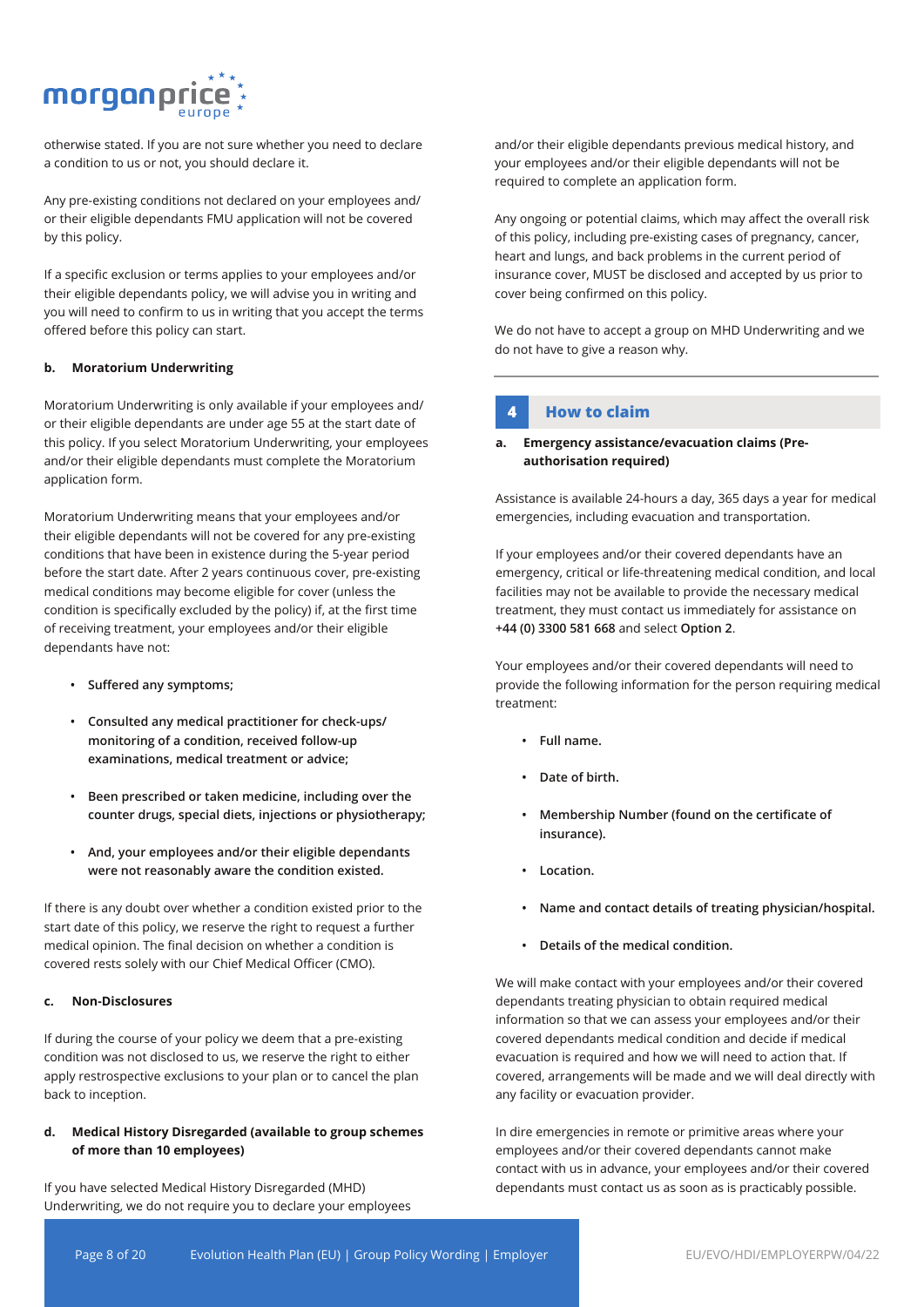otherwise stated. If you are not sure whether you need to declare a condition to us or not, you should declare it.

Any pre-existing conditions not declared on your employees and/or their eligible dependants FMU application will not be covered by this policy.

If a specific exclusion or terms applies to your employees and/or their eligible dependants policy, we will advise you in writing and you will need to confirm to us in writing that you accept the terms offered before this policy can start.

**b. Moratorium Underwriting**

Moratorium Underwriting is only available if your employees and/or their eligible dependants are under age 55 at the start date of this policy. If you select Moratorium Underwriting, your employees and/or their eligible dependants must complete the Moratorium application form.

Moratorium Underwriting means that your employees and/or their eligible dependants will not be covered for any pre-existing conditions that have been in existence during the 5-year period before the start date. After 2 years continuous cover, pre-existing medical conditions may become eligible for cover (unless the condition is specifically excluded by the policy) if, at the first time of receiving treatment, your employees and/or their eligible dependants have not:

- **Suffered any symptoms;**
- **Consulted any medical practitioner for check-ups/ monitoring of a condition, received follow-up examinations, medical treatment or advice;**
- **Been prescribed or taken medicine, including over the counter drugs, special diets, injections or physiotherapy;**
- **And, your employees and/or their eligible dependants were not reasonably aware the condition existed.**

If there is any doubt over whether a condition existed prior to the start date of this policy, we reserve the right to request a further medical opinion. The final decision on whether a condition is covered rests solely with our Chief Medical Officer (CMO).

**c. Non-Disclosures**

If during the course of your policy we deem that a pre-existing condition was not disclosed to us, we reserve the right to either apply restrospective exclusions to your plan or to cancel the plan back to inception.

**d. Medical History Disregarded (available to group schemes of more than 10 employees)**

If you have selected Medical History Disregarded (MHD) Underwriting, we do not require you to declare your employees and/or their eligible dependants previous medical history, and your employees and/or their eligible dependants will not be required to complete an application form.

Any ongoing or potential claims, which may affect the overall risk of this policy, including pre-existing cases of pregnancy, cancer, heart and lungs, and back problems in the current period of insurance cover, MUST be disclosed and accepted by us prior to cover being confirmed on this policy.

We do not have to accept a group on MHD Underwriting and we do not have to give a reason why.

## 4 How to claim

**a. Emergency assistance/evacuation claims (Pre-authorisation required)**

Assistance is available 24-hours a day, 365 days a year for medical emergencies, including evacuation and transportation.

If your employees and/or their covered dependants have an emergency, critical or life-threatening medical condition, and local facilities may not be available to provide the necessary medical treatment, they must contact us immediately for assistance on **+44 (0) 3300 581 668** and select **Option 2**.

Your employees and/or their covered dependants will need to provide the following information for the person requiring medical treatment:

- **Full name.**
- **Date of birth.**
- **Membership Number (found on the certificate of insurance).**
- **Location.**
- **Name and contact details of treating physician/hospital.**
- **Details of the medical condition.**

We will make contact with your employees and/or their covered dependants treating physician to obtain required medical information so that we can assess your employees and/or their covered dependants medical condition and decide if medical evacuation is required and how we will need to action that. If covered, arrangements will be made and we will deal directly with any facility or evacuation provider.

In dire emergencies in remote or primitive areas where your employees and/or their covered dependants cannot make contact with us in advance, your employees and/or their covered dependants must contact us as soon as is practicably possible.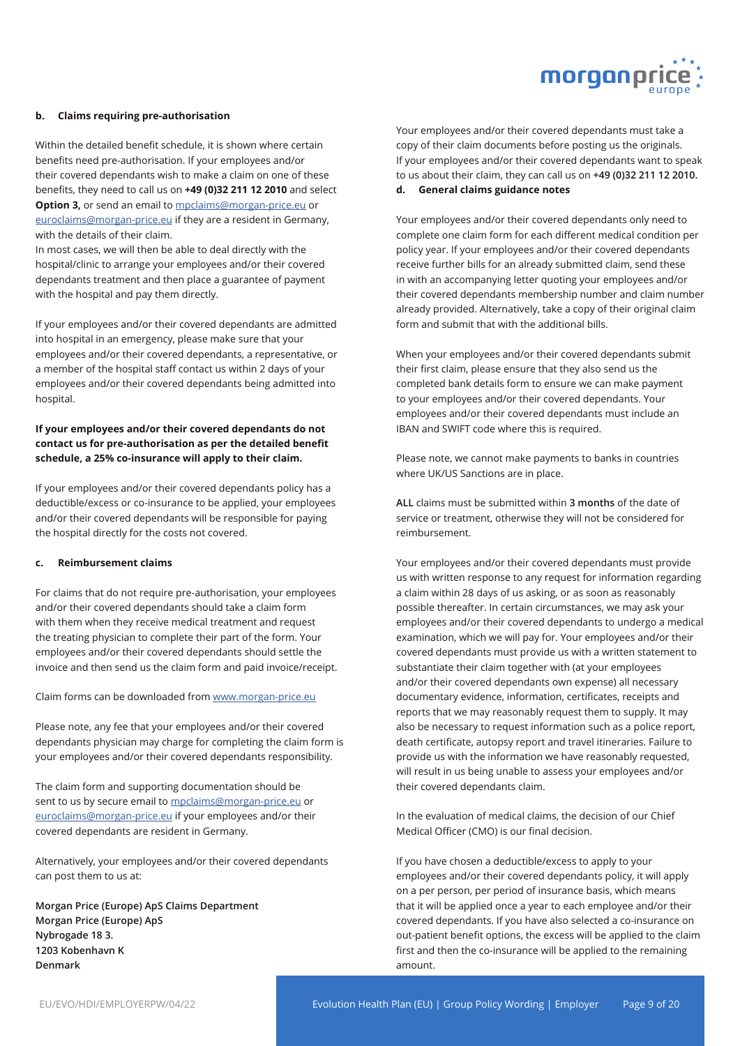### b. Claims requiring pre-authorisation

Within the detailed benefit schedule, it is shown where certain benefits need pre-authorisation. If your employees and/or their covered dependants wish to make a claim on one of these benefits, they need to call us on **+49 (0)32 211 12 2010** and select **Option 3,** or send an email to mpclaims@morgan-price.eu or euroclaims@morgan-price.eu if they are a resident in Germany, with the details of their claim.

In most cases, we will then be able to deal directly with the hospital/clinic to arrange your employees and/or their covered dependants treatment and then place a guarantee of payment with the hospital and pay them directly.

If your employees and/or their covered dependants are admitted into hospital in an emergency, please make sure that your employees and/or their covered dependants, a representative, or a member of the hospital staff contact us within 2 days of your employees and/or their covered dependants being admitted into hospital.

**If your employees and/or their covered dependants do not contact us for pre-authorisation as per the detailed benefit schedule, a 25% co-insurance will apply to their claim.**

If your employees and/or their covered dependants policy has a deductible/excess or co-insurance to be applied, your employees and/or their covered dependants will be responsible for paying the hospital directly for the costs not covered.

### c. Reimbursement claims

For claims that do not require pre-authorisation, your employees and/or their covered dependants should take a claim form with them when they receive medical treatment and request the treating physician to complete their part of the form. Your employees and/or their covered dependants should settle the invoice and then send us the claim form and paid invoice/receipt.

Claim forms can be downloaded from www.morgan-price.eu

Please note, any fee that your employees and/or their covered dependants physician may charge for completing the claim form is your employees and/or their covered dependants responsibility.

The claim form and supporting documentation should be sent to us by secure email to mpclaims@morgan-price.eu or euroclaims@morgan-price.eu if your employees and/or their covered dependants are resident in Germany.

Alternatively, your employees and/or their covered dependants can post them to us at:

**Morgan Price (Europe) ApS Claims Department**
**Morgan Price (Europe) ApS**
**Nybrogade 18 3.**
**1203 Kobenhavn K**
**Denmark**

Your employees and/or their covered dependants must take a copy of their claim documents before posting us the originals. If your employees and/or their covered dependants want to speak to us about their claim, they can call us on **+49 (0)32 211 12 2010.**

### d. General claims guidance notes

Your employees and/or their covered dependants only need to complete one claim form for each different medical condition per policy year. If your employees and/or their covered dependants receive further bills for an already submitted claim, send these in with an accompanying letter quoting your employees and/or their covered dependants membership number and claim number already provided. Alternatively, take a copy of their original claim form and submit that with the additional bills.

When your employees and/or their covered dependants submit their first claim, please ensure that they also send us the completed bank details form to ensure we can make payment to your employees and/or their covered dependants. Your employees and/or their covered dependants must include an IBAN and SWIFT code where this is required.

Please note, we cannot make payments to banks in countries where UK/US Sanctions are in place.

**ALL** claims must be submitted within **3 months** of the date of service or treatment, otherwise they will not be considered for reimbursement.

Your employees and/or their covered dependants must provide us with written response to any request for information regarding a claim within 28 days of us asking, or as soon as reasonably possible thereafter. In certain circumstances, we may ask your employees and/or their covered dependants to undergo a medical examination, which we will pay for. Your employees and/or their covered dependants must provide us with a written statement to substantiate their claim together with (at your employees and/or their covered dependants own expense) all necessary documentary evidence, information, certificates, receipts and reports that we may reasonably request them to supply. It may also be necessary to request information such as a police report, death certificate, autopsy report and travel itineraries. Failure to provide us with the information we have reasonably requested, will result in us being unable to assess your employees and/or their covered dependants claim.

In the evaluation of medical claims, the decision of our Chief Medical Officer (CMO) is our final decision.

If you have chosen a deductible/excess to apply to your employees and/or their covered dependants policy, it will apply on a per person, per period of insurance basis, which means that it will be applied once a year to each employee and/or their covered dependants. If you have also selected a co-insurance on out-patient benefit options, the excess will be applied to the claim first and then the co-insurance will be applied to the remaining amount.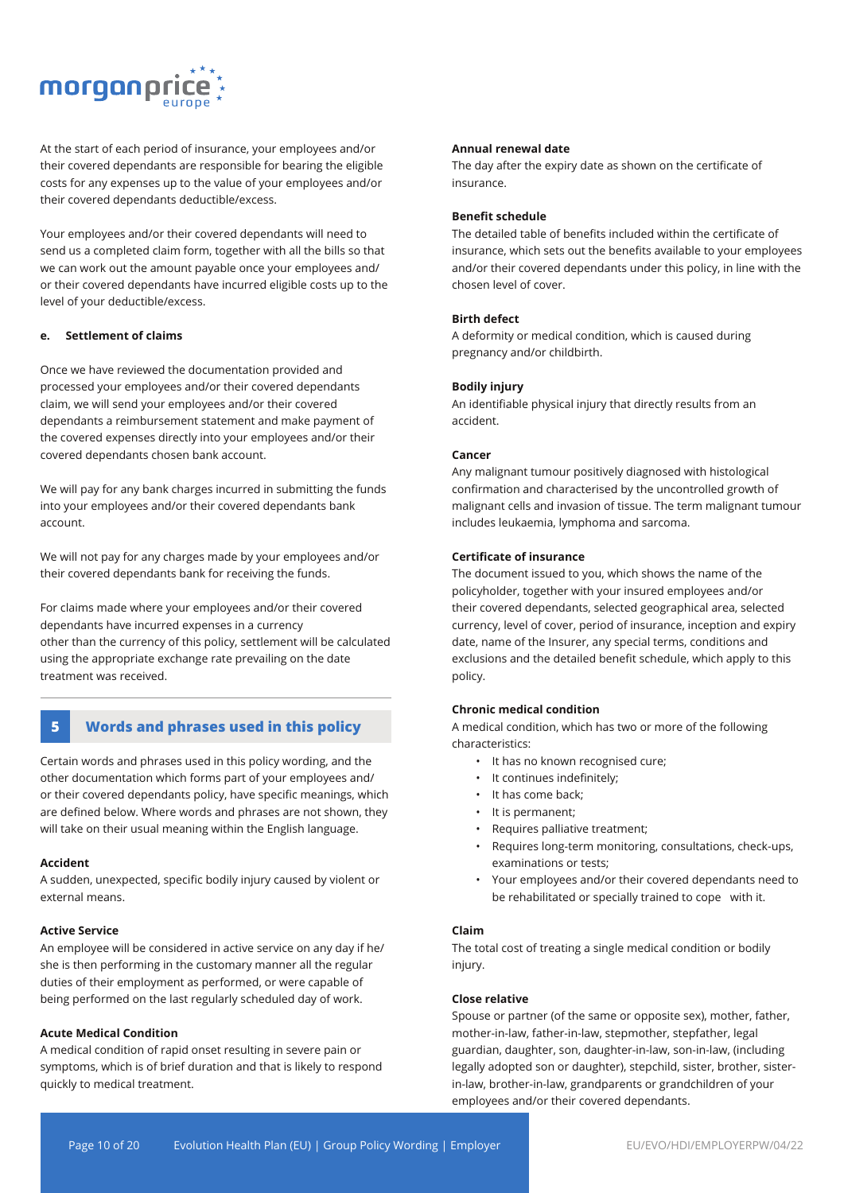At the start of each period of insurance, your employees and/or their covered dependants are responsible for bearing the eligible costs for any expenses up to the value of your employees and/or their covered dependants deductible/excess.

Your employees and/or their covered dependants will need to send us a completed claim form, together with all the bills so that we can work out the amount payable once your employees and/ or their covered dependants have incurred eligible costs up to the level of your deductible/excess.

#### e. Settlement of claims

Once we have reviewed the documentation provided and processed your employees and/or their covered dependants claim, we will send your employees and/or their covered dependants a reimbursement statement and make payment of the covered expenses directly into your employees and/or their covered dependants chosen bank account.

We will pay for any bank charges incurred in submitting the funds into your employees and/or their covered dependants bank account.

We will not pay for any charges made by your employees and/or their covered dependants bank for receiving the funds.

For claims made where your employees and/or their covered dependants have incurred expenses in a currency other than the currency of this policy, settlement will be calculated using the appropriate exchange rate prevailing on the date treatment was received.

## 5 Words and phrases used in this policy

Certain words and phrases used in this policy wording, and the other documentation which forms part of your employees and/ or their covered dependants policy, have specific meanings, which are defined below. Where words and phrases are not shown, they will take on their usual meaning within the English language.

**Accident**
A sudden, unexpected, specific bodily injury caused by violent or external means.

**Active Service**
An employee will be considered in active service on any day if he/ she is then performing in the customary manner all the regular duties of their employment as performed, or were capable of being performed on the last regularly scheduled day of work.

**Acute Medical Condition**
A medical condition of rapid onset resulting in severe pain or symptoms, which is of brief duration and that is likely to respond quickly to medical treatment.

**Annual renewal date**
The day after the expiry date as shown on the certificate of insurance.

**Benefit schedule**
The detailed table of benefits included within the certificate of insurance, which sets out the benefits available to your employees and/or their covered dependants under this policy, in line with the chosen level of cover.

**Birth defect**
A deformity or medical condition, which is caused during pregnancy and/or childbirth.

**Bodily injury**
An identifiable physical injury that directly results from an accident.

**Cancer**
Any malignant tumour positively diagnosed with histological confirmation and characterised by the uncontrolled growth of malignant cells and invasion of tissue. The term malignant tumour includes leukaemia, lymphoma and sarcoma.

**Certificate of insurance**
The document issued to you, which shows the name of the policyholder, together with your insured employees and/or their covered dependants, selected geographical area, selected currency, level of cover, period of insurance, inception and expiry date, name of the Insurer, any special terms, conditions and exclusions and the detailed benefit schedule, which apply to this policy.

**Chronic medical condition**
A medical condition, which has two or more of the following characteristics:

- It has no known recognised cure;
- It continues indefinitely;
- It has come back;
- It is permanent;
- Requires palliative treatment;
- Requires long-term monitoring, consultations, check-ups, examinations or tests;
- Your employees and/or their covered dependants need to be rehabilitated or specially trained to cope with it.

**Claim**
The total cost of treating a single medical condition or bodily injury.

**Close relative**
Spouse or partner (of the same or opposite sex), mother, father, mother-in-law, father-in-law, stepmother, stepfather, legal guardian, daughter, son, daughter-in-law, son-in-law, (including legally adopted son or daughter), stepchild, sister, brother, sister-in-law, brother-in-law, grandparents or grandchildren of your employees and/or their covered dependants.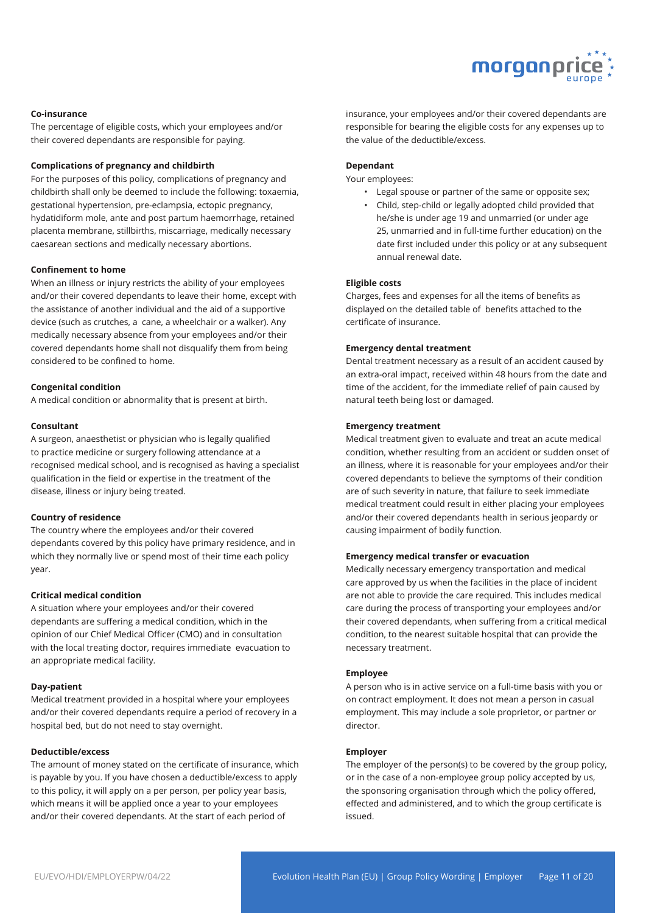**Co-insurance**

The percentage of eligible costs, which your employees and/or their covered dependants are responsible for paying.

**Complications of pregnancy and childbirth**

For the purposes of this policy, complications of pregnancy and childbirth shall only be deemed to include the following: toxaemia, gestational hypertension, pre-eclampsia, ectopic pregnancy, hydatidiform mole, ante and post partum haemorrhage, retained placenta membrane, stillbirths, miscarriage, medically necessary caesarean sections and medically necessary abortions.

**Confinement to home**

When an illness or injury restricts the ability of your employees and/or their covered dependants to leave their home, except with the assistance of another individual and the aid of a supportive device (such as crutches, a cane, a wheelchair or a walker). Any medically necessary absence from your employees and/or their covered dependants home shall not disqualify them from being considered to be confined to home.

**Congenital condition**

A medical condition or abnormality that is present at birth.

**Consultant**

A surgeon, anaesthetist or physician who is legally qualified to practice medicine or surgery following attendance at a recognised medical school, and is recognised as having a specialist qualification in the field or expertise in the treatment of the disease, illness or injury being treated.

**Country of residence**

The country where the employees and/or their covered dependants covered by this policy have primary residence, and in which they normally live or spend most of their time each policy year.

**Critical medical condition**

A situation where your employees and/or their covered dependants are suffering a medical condition, which in the opinion of our Chief Medical Officer (CMO) and in consultation with the local treating doctor, requires immediate evacuation to an appropriate medical facility.

**Day-patient**

Medical treatment provided in a hospital where your employees and/or their covered dependants require a period of recovery in a hospital bed, but do not need to stay overnight.

**Deductible/excess**

The amount of money stated on the certificate of insurance, which is payable by you. If you have chosen a deductible/excess to apply to this policy, it will apply on a per person, per policy year basis, which means it will be applied once a year to your employees and/or their covered dependants. At the start of each period of insurance, your employees and/or their covered dependants are responsible for bearing the eligible costs for any expenses up to the value of the deductible/excess.

**Dependant**

Your employees:

- Legal spouse or partner of the same or opposite sex;
- Child, step-child or legally adopted child provided that he/she is under age 19 and unmarried (or under age 25, unmarried and in full-time further education) on the date first included under this policy or at any subsequent annual renewal date.

**Eligible costs**

Charges, fees and expenses for all the items of benefits as displayed on the detailed table of benefits attached to the certificate of insurance.

**Emergency dental treatment**

Dental treatment necessary as a result of an accident caused by an extra-oral impact, received within 48 hours from the date and time of the accident, for the immediate relief of pain caused by natural teeth being lost or damaged.

**Emergency treatment**

Medical treatment given to evaluate and treat an acute medical condition, whether resulting from an accident or sudden onset of an illness, where it is reasonable for your employees and/or their covered dependants to believe the symptoms of their condition are of such severity in nature, that failure to seek immediate medical treatment could result in either placing your employees and/or their covered dependants health in serious jeopardy or causing impairment of bodily function.

**Emergency medical transfer or evacuation**

Medically necessary emergency transportation and medical care approved by us when the facilities in the place of incident are not able to provide the care required. This includes medical care during the process of transporting your employees and/or their covered dependants, when suffering from a critical medical condition, to the nearest suitable hospital that can provide the necessary treatment.

**Employee**

A person who is in active service on a full-time basis with you or on contract employment. It does not mean a person in casual employment. This may include a sole proprietor, or partner or director.

**Employer**

The employer of the person(s) to be covered by the group policy, or in the case of a non-employee group policy accepted by us, the sponsoring organisation through which the policy offered, effected and administered, and to which the group certificate is issued.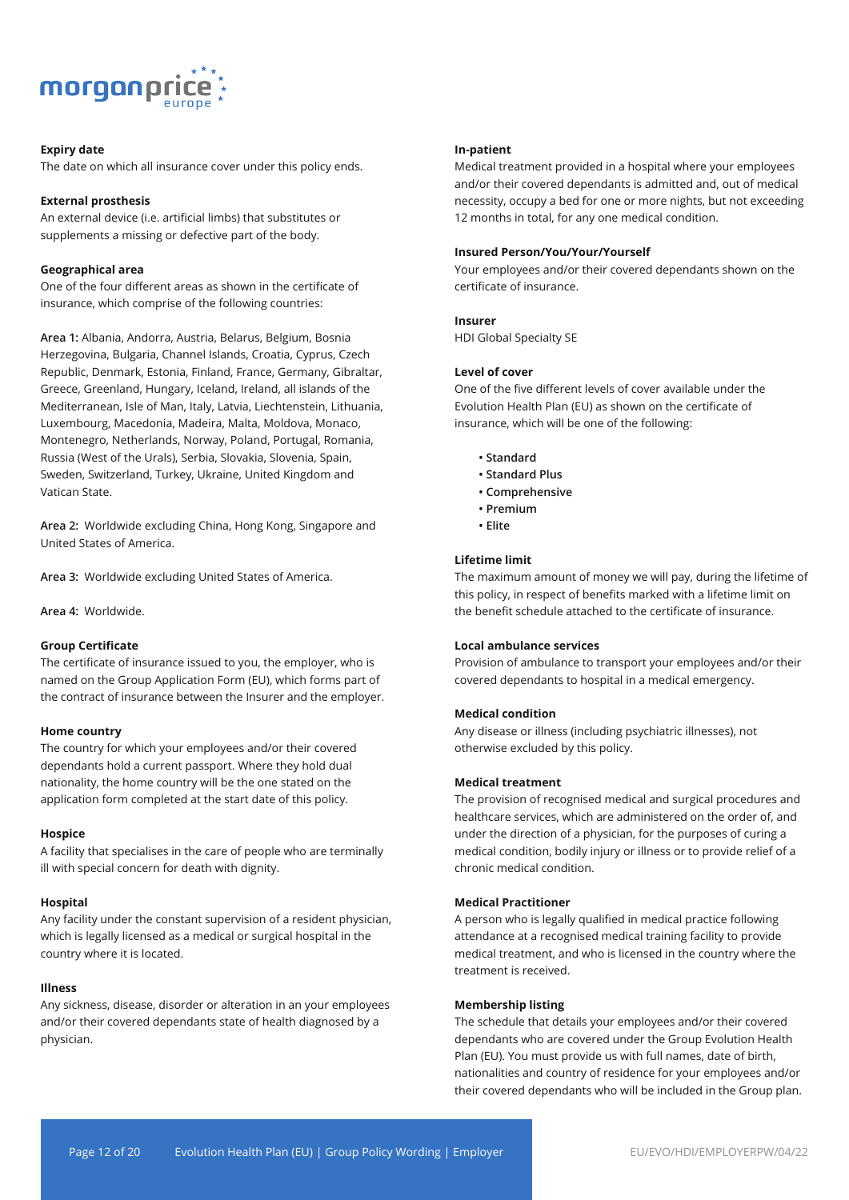**Expiry date**
The date on which all insurance cover under this policy ends.

**External prosthesis**
An external device (i.e. artificial limbs) that substitutes or supplements a missing or defective part of the body.

**Geographical area**
One of the four different areas as shown in the certificate of insurance, which comprise of the following countries:

**Area 1:** Albania, Andorra, Austria, Belarus, Belgium, Bosnia Herzegovina, Bulgaria, Channel Islands, Croatia, Cyprus, Czech Republic, Denmark, Estonia, Finland, France, Germany, Gibraltar, Greece, Greenland, Hungary, Iceland, Ireland, all islands of the Mediterranean, Isle of Man, Italy, Latvia, Liechtenstein, Lithuania, Luxembourg, Macedonia, Madeira, Malta, Moldova, Monaco, Montenegro, Netherlands, Norway, Poland, Portugal, Romania, Russia (West of the Urals), Serbia, Slovakia, Slovenia, Spain, Sweden, Switzerland, Turkey, Ukraine, United Kingdom and Vatican State.

**Area 2:** Worldwide excluding China, Hong Kong, Singapore and United States of America.

**Area 3:** Worldwide excluding United States of America.

**Area 4:** Worldwide.

**Group Certificate**
The certificate of insurance issued to you, the employer, who is named on the Group Application Form (EU), which forms part of the contract of insurance between the Insurer and the employer.

**Home country**
The country for which your employees and/or their covered dependants hold a current passport. Where they hold dual nationality, the home country will be the one stated on the application form completed at the start date of this policy.

**Hospice**
A facility that specialises in the care of people who are terminally ill with special concern for death with dignity.

**Hospital**
Any facility under the constant supervision of a resident physician, which is legally licensed as a medical or surgical hospital in the country where it is located.

**Illness**
Any sickness, disease, disorder or alteration in an your employees and/or their covered dependants state of health diagnosed by a physician.

**In-patient**
Medical treatment provided in a hospital where your employees and/or their covered dependants is admitted and, out of medical necessity, occupy a bed for one or more nights, but not exceeding 12 months in total, for any one medical condition.

**Insured Person/You/Your/Yourself**
Your employees and/or their covered dependants shown on the certificate of insurance.

**Insurer**
HDI Global Specialty SE

**Level of cover**
One of the five different levels of cover available under the Evolution Health Plan (EU) as shown on the certificate of insurance, which will be one of the following:

- Standard
- Standard Plus
- Comprehensive
- Premium
- Elite

**Lifetime limit**
The maximum amount of money we will pay, during the lifetime of this policy, in respect of benefits marked with a lifetime limit on the benefit schedule attached to the certificate of insurance.

**Local ambulance services**
Provision of ambulance to transport your employees and/or their covered dependants to hospital in a medical emergency.

**Medical condition**
Any disease or illness (including psychiatric illnesses), not otherwise excluded by this policy.

**Medical treatment**
The provision of recognised medical and surgical procedures and healthcare services, which are administered on the order of, and under the direction of a physician, for the purposes of curing a medical condition, bodily injury or illness or to provide relief of a chronic medical condition.

**Medical Practitioner**
A person who is legally qualified in medical practice following attendance at a recognised medical training facility to provide medical treatment, and who is licensed in the country where the treatment is received.

**Membership listing**
The schedule that details your employees and/or their covered dependants who are covered under the Group Evolution Health Plan (EU). You must provide us with full names, date of birth, nationalities and country of residence for your employees and/or their covered dependants who will be included in the Group plan.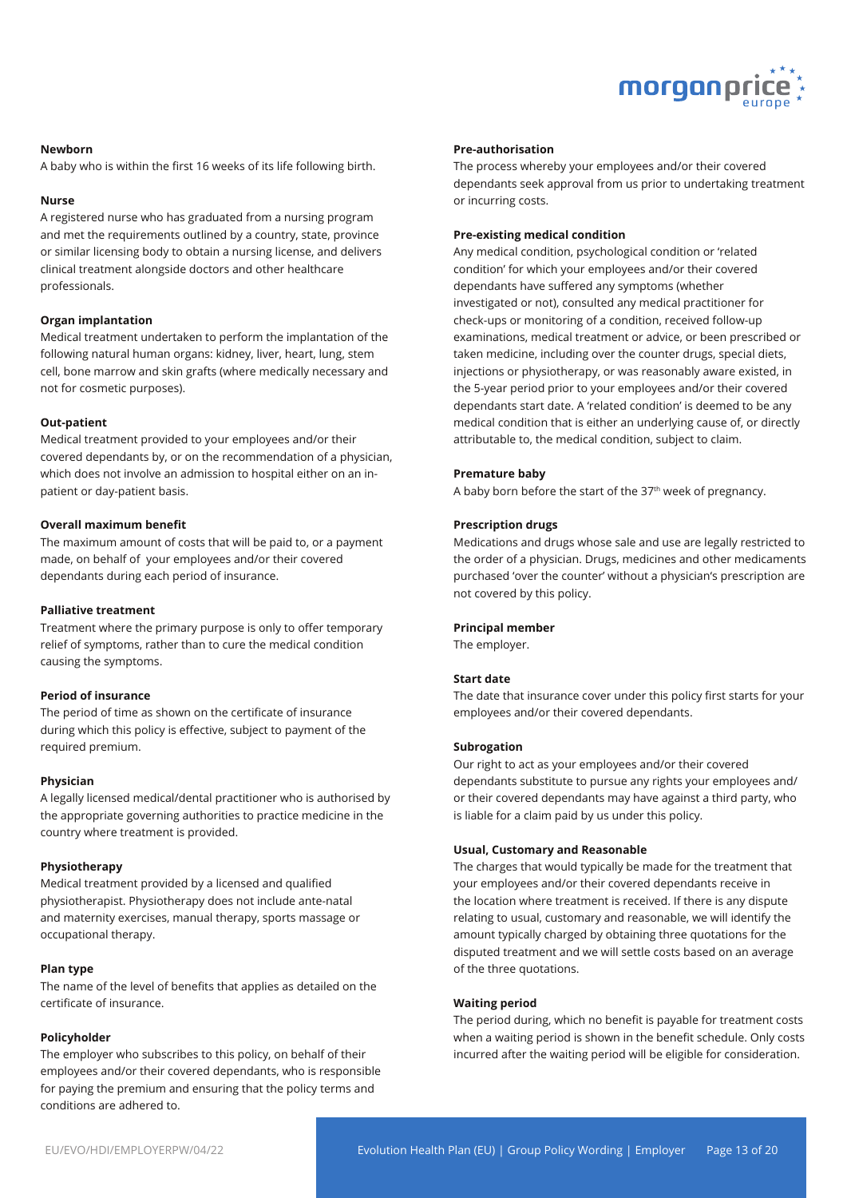**Newborn**

A baby who is within the first 16 weeks of its life following birth.

**Nurse**

A registered nurse who has graduated from a nursing program and met the requirements outlined by a country, state, province or similar licensing body to obtain a nursing license, and delivers clinical treatment alongside doctors and other healthcare professionals.

**Organ implantation**

Medical treatment undertaken to perform the implantation of the following natural human organs: kidney, liver, heart, lung, stem cell, bone marrow and skin grafts (where medically necessary and not for cosmetic purposes).

**Out-patient**

Medical treatment provided to your employees and/or their covered dependants by, or on the recommendation of a physician, which does not involve an admission to hospital either on an in-patient or day-patient basis.

**Overall maximum benefit**

The maximum amount of costs that will be paid to, or a payment made, on behalf of your employees and/or their covered dependants during each period of insurance.

**Palliative treatment**

Treatment where the primary purpose is only to offer temporary relief of symptoms, rather than to cure the medical condition causing the symptoms.

**Period of insurance**

The period of time as shown on the certificate of insurance during which this policy is effective, subject to payment of the required premium.

**Physician**

A legally licensed medical/dental practitioner who is authorised by the appropriate governing authorities to practice medicine in the country where treatment is provided.

**Physiotherapy**

Medical treatment provided by a licensed and qualified physiotherapist. Physiotherapy does not include ante-natal and maternity exercises, manual therapy, sports massage or occupational therapy.

**Plan type**

The name of the level of benefits that applies as detailed on the certificate of insurance.

**Policyholder**

The employer who subscribes to this policy, on behalf of their employees and/or their covered dependants, who is responsible for paying the premium and ensuring that the policy terms and conditions are adhered to.

**Pre-authorisation**

The process whereby your employees and/or their covered dependants seek approval from us prior to undertaking treatment or incurring costs.

**Pre-existing medical condition**

Any medical condition, psychological condition or 'related condition' for which your employees and/or their covered dependants have suffered any symptoms (whether investigated or not), consulted any medical practitioner for check-ups or monitoring of a condition, received follow-up examinations, medical treatment or advice, or been prescribed or taken medicine, including over the counter drugs, special diets, injections or physiotherapy, or was reasonably aware existed, in the 5-year period prior to your employees and/or their covered dependants start date. A 'related condition' is deemed to be any medical condition that is either an underlying cause of, or directly attributable to, the medical condition, subject to claim.

**Premature baby**

A baby born before the start of the 37th week of pregnancy.

**Prescription drugs**

Medications and drugs whose sale and use are legally restricted to the order of a physician. Drugs, medicines and other medicaments purchased 'over the counter' without a physician's prescription are not covered by this policy.

**Principal member**

The employer.

**Start date**

The date that insurance cover under this policy first starts for your employees and/or their covered dependants.

**Subrogation**

Our right to act as your employees and/or their covered dependants substitute to pursue any rights your employees and/or their covered dependants may have against a third party, who is liable for a claim paid by us under this policy.

**Usual, Customary and Reasonable**

The charges that would typically be made for the treatment that your employees and/or their covered dependants receive in the location where treatment is received. If there is any dispute relating to usual, customary and reasonable, we will identify the amount typically charged by obtaining three quotations for the disputed treatment and we will settle costs based on an average of the three quotations.

**Waiting period**

The period during, which no benefit is payable for treatment costs when a waiting period is shown in the benefit schedule. Only costs incurred after the waiting period will be eligible for consideration.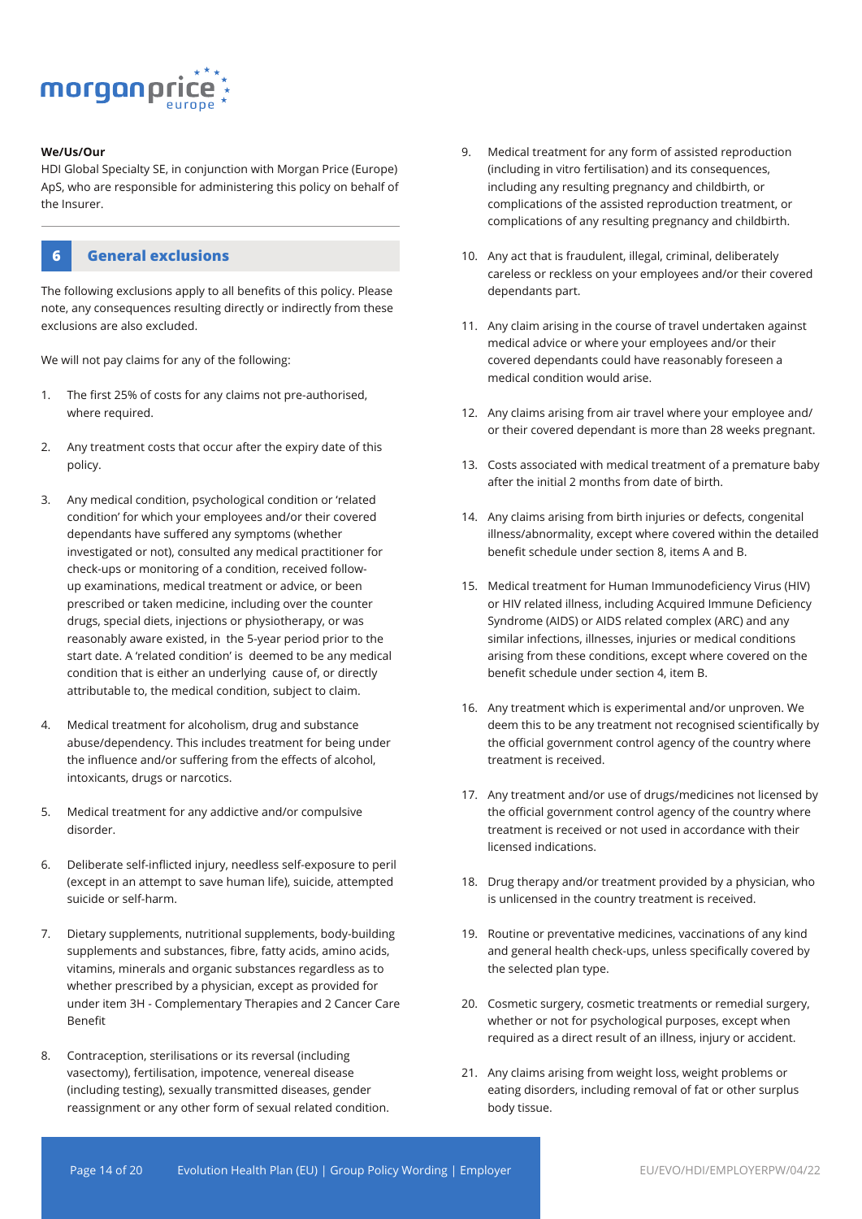**We/Us/Our**

HDI Global Specialty SE, in conjunction with Morgan Price (Europe) ApS, who are responsible for administering this policy on behalf of the Insurer.

## 6 General exclusions

The following exclusions apply to all benefits of this policy. Please note, any consequences resulting directly or indirectly from these exclusions are also excluded.

We will not pay claims for any of the following:

1. The first 25% of costs for any claims not pre-authorised, where required.
2. Any treatment costs that occur after the expiry date of this policy.
3. Any medical condition, psychological condition or 'related condition' for which your employees and/or their covered dependants have suffered any symptoms (whether investigated or not), consulted any medical practitioner for check-ups or monitoring of a condition, received follow-up examinations, medical treatment or advice, or been prescribed or taken medicine, including over the counter drugs, special diets, injections or physiotherapy, or was reasonably aware existed, in the 5-year period prior to the start date. A 'related condition' is deemed to be any medical condition that is either an underlying cause of, or directly attributable to, the medical condition, subject to claim.
4. Medical treatment for alcoholism, drug and substance abuse/dependency. This includes treatment for being under the influence and/or suffering from the effects of alcohol, intoxicants, drugs or narcotics.
5. Medical treatment for any addictive and/or compulsive disorder.
6. Deliberate self-inflicted injury, needless self-exposure to peril (except in an attempt to save human life), suicide, attempted suicide or self-harm.
7. Dietary supplements, nutritional supplements, body-building supplements and substances, fibre, fatty acids, amino acids, vitamins, minerals and organic substances regardless as to whether prescribed by a physician, except as provided for under item 3H - Complementary Therapies and 2 Cancer Care Benefit
8. Contraception, sterilisations or its reversal (including vasectomy), fertilisation, impotence, venereal disease (including testing), sexually transmitted diseases, gender reassignment or any other form of sexual related condition.
9. Medical treatment for any form of assisted reproduction (including in vitro fertilisation) and its consequences, including any resulting pregnancy and childbirth, or complications of the assisted reproduction treatment, or complications of any resulting pregnancy and childbirth.
10. Any act that is fraudulent, illegal, criminal, deliberately careless or reckless on your employees and/or their covered dependants part.
11. Any claim arising in the course of travel undertaken against medical advice or where your employees and/or their covered dependants could have reasonably foreseen a medical condition would arise.
12. Any claims arising from air travel where your employee and/or their covered dependant is more than 28 weeks pregnant.
13. Costs associated with medical treatment of a premature baby after the initial 2 months from date of birth.
14. Any claims arising from birth injuries or defects, congenital illness/abnormality, except where covered within the detailed benefit schedule under section 8, items A and B.
15. Medical treatment for Human Immunodeficiency Virus (HIV) or HIV related illness, including Acquired Immune Deficiency Syndrome (AIDS) or AIDS related complex (ARC) and any similar infections, illnesses, injuries or medical conditions arising from these conditions, except where covered on the benefit schedule under section 4, item B.
16. Any treatment which is experimental and/or unproven. We deem this to be any treatment not recognised scientifically by the official government control agency of the country where treatment is received.
17. Any treatment and/or use of drugs/medicines not licensed by the official government control agency of the country where treatment is received or not used in accordance with their licensed indications.
18. Drug therapy and/or treatment provided by a physician, who is unlicensed in the country treatment is received.
19. Routine or preventative medicines, vaccinations of any kind and general health check-ups, unless specifically covered by the selected plan type.
20. Cosmetic surgery, cosmetic treatments or remedial surgery, whether or not for psychological purposes, except when required as a direct result of an illness, injury or accident.
21. Any claims arising from weight loss, weight problems or eating disorders, including removal of fat or other surplus body tissue.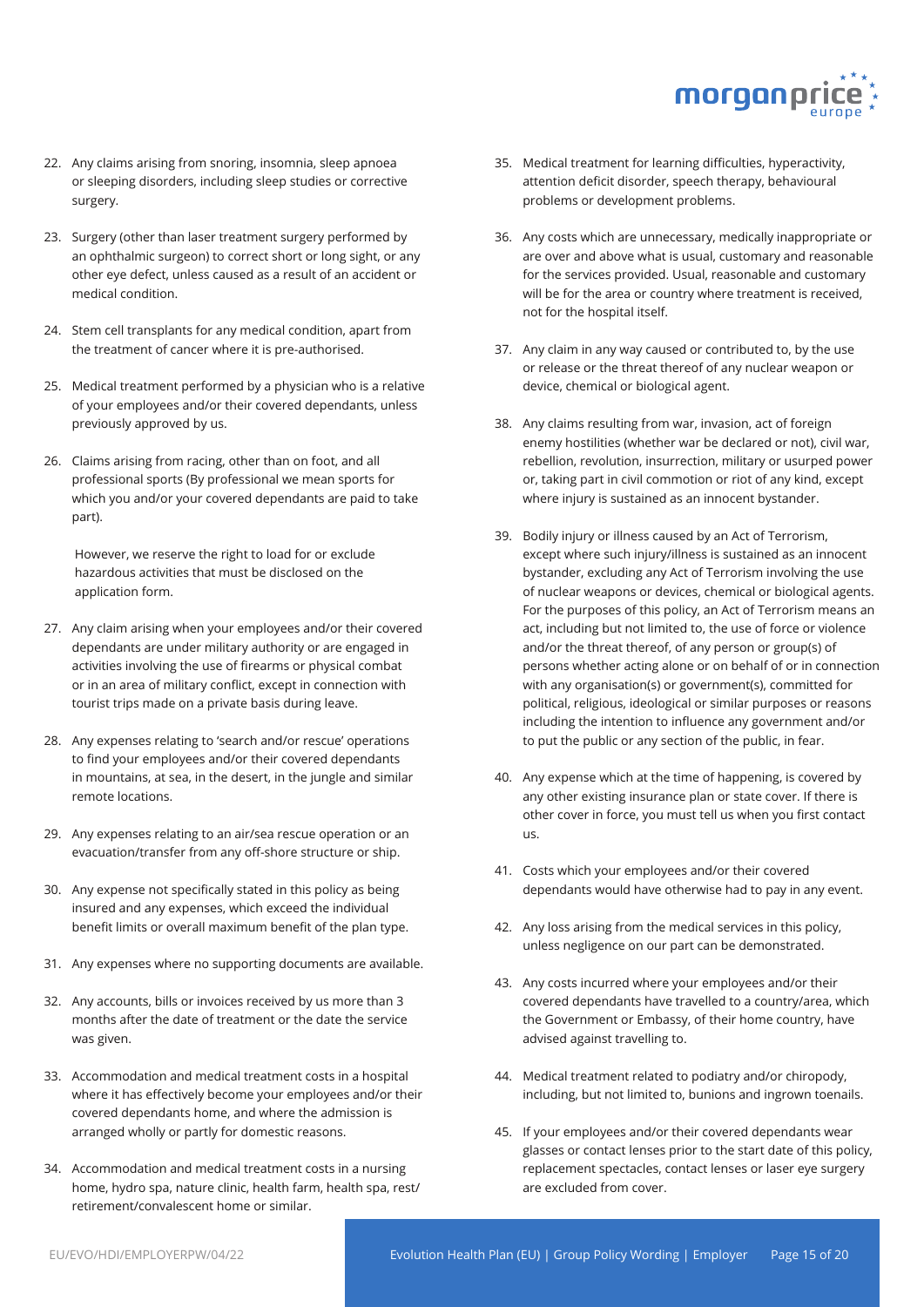22. Any claims arising from snoring, insomnia, sleep apnoea or sleeping disorders, including sleep studies or corrective surgery.

23. Surgery (other than laser treatment surgery performed by an ophthalmic surgeon) to correct short or long sight, or any other eye defect, unless caused as a result of an accident or medical condition.

24. Stem cell transplants for any medical condition, apart from the treatment of cancer where it is pre-authorised.

25. Medical treatment performed by a physician who is a relative of your employees and/or their covered dependants, unless previously approved by us.

26. Claims arising from racing, other than on foot, and all professional sports (By professional we mean sports for which you and/or your covered dependants are paid to take part).

    However, we reserve the right to load for or exclude hazardous activities that must be disclosed on the application form.

27. Any claim arising when your employees and/or their covered dependants are under military authority or are engaged in activities involving the use of firearms or physical combat or in an area of military conflict, except in connection with tourist trips made on a private basis during leave.

28. Any expenses relating to 'search and/or rescue' operations to find your employees and/or their covered dependants in mountains, at sea, in the desert, in the jungle and similar remote locations.

29. Any expenses relating to an air/sea rescue operation or an evacuation/transfer from any off-shore structure or ship.

30. Any expense not specifically stated in this policy as being insured and any expenses, which exceed the individual benefit limits or overall maximum benefit of the plan type.

31. Any expenses where no supporting documents are available.

32. Any accounts, bills or invoices received by us more than 3 months after the date of treatment or the date the service was given.

33. Accommodation and medical treatment costs in a hospital where it has effectively become your employees and/or their covered dependants home, and where the admission is arranged wholly or partly for domestic reasons.

34. Accommodation and medical treatment costs in a nursing home, hydro spa, nature clinic, health farm, health spa, rest/retirement/convalescent home or similar.

35. Medical treatment for learning difficulties, hyperactivity, attention deficit disorder, speech therapy, behavioural problems or development problems.

36. Any costs which are unnecessary, medically inappropriate or are over and above what is usual, customary and reasonable for the services provided. Usual, reasonable and customary will be for the area or country where treatment is received, not for the hospital itself.

37. Any claim in any way caused or contributed to, by the use or release or the threat thereof of any nuclear weapon or device, chemical or biological agent.

38. Any claims resulting from war, invasion, act of foreign enemy hostilities (whether war be declared or not), civil war, rebellion, revolution, insurrection, military or usurped power or, taking part in civil commotion or riot of any kind, except where injury is sustained as an innocent bystander.

39. Bodily injury or illness caused by an Act of Terrorism, except where such injury/illness is sustained as an innocent bystander, excluding any Act of Terrorism involving the use of nuclear weapons or devices, chemical or biological agents. For the purposes of this policy, an Act of Terrorism means an act, including but not limited to, the use of force or violence and/or the threat thereof, of any person or group(s) of persons whether acting alone or on behalf of or in connection with any organisation(s) or government(s), committed for political, religious, ideological or similar purposes or reasons including the intention to influence any government and/or to put the public or any section of the public, in fear.

40. Any expense which at the time of happening, is covered by any other existing insurance plan or state cover. If there is other cover in force, you must tell us when you first contact us.

41. Costs which your employees and/or their covered dependants would have otherwise had to pay in any event.

42. Any loss arising from the medical services in this policy, unless negligence on our part can be demonstrated.

43. Any costs incurred where your employees and/or their covered dependants have travelled to a country/area, which the Government or Embassy, of their home country, have advised against travelling to.

44. Medical treatment related to podiatry and/or chiropody, including, but not limited to, bunions and ingrown toenails.

45. If your employees and/or their covered dependants wear glasses or contact lenses prior to the start date of this policy, replacement spectacles, contact lenses or laser eye surgery are excluded from cover.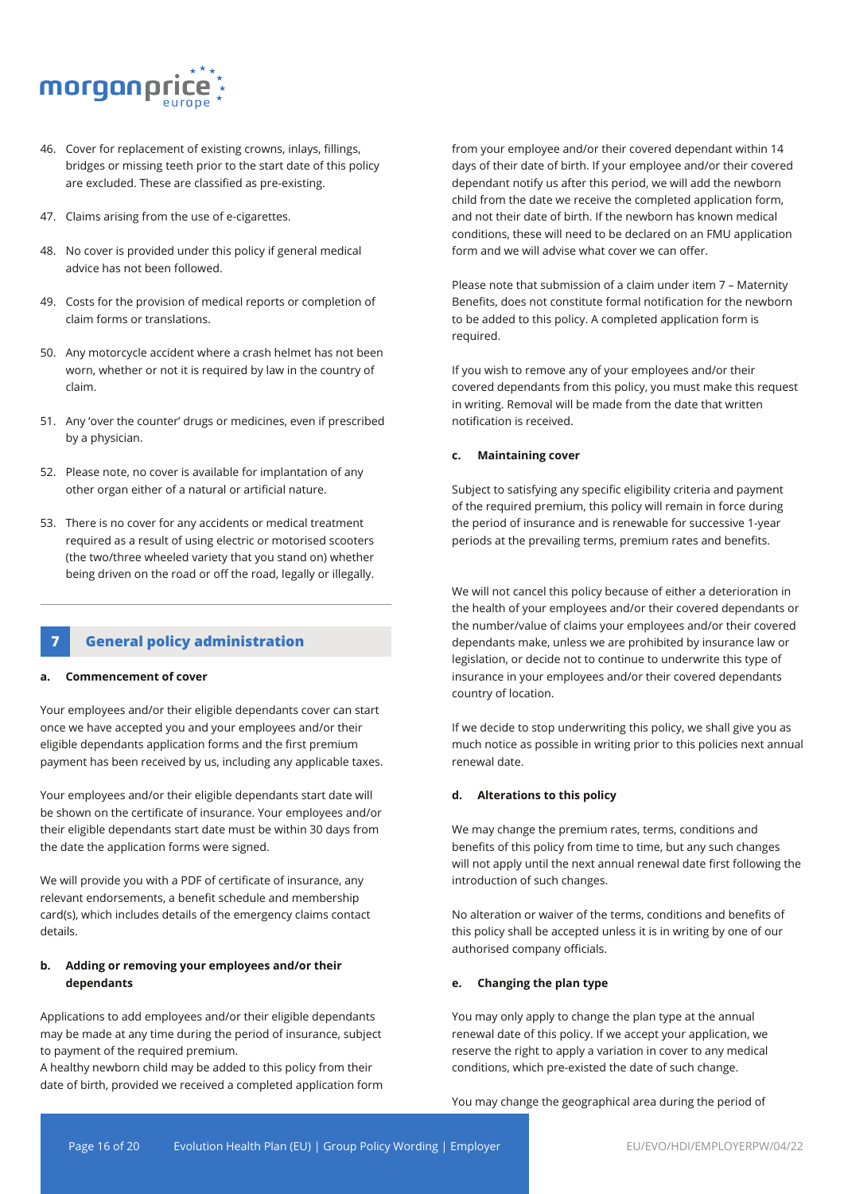46. Cover for replacement of existing crowns, inlays, fillings, bridges or missing teeth prior to the start date of this policy are excluded. These are classified as pre-existing.

47. Claims arising from the use of e-cigarettes.

48. No cover is provided under this policy if general medical advice has not been followed.

49. Costs for the provision of medical reports or completion of claim forms or translations.

50. Any motorcycle accident where a crash helmet has not been worn, whether or not it is required by law in the country of claim.

51. Any 'over the counter' drugs or medicines, even if prescribed by a physician.

52. Please note, no cover is available for implantation of any other organ either of a natural or artificial nature.

53. There is no cover for any accidents or medical treatment required as a result of using electric or motorised scooters (the two/three wheeled variety that you stand on) whether being driven on the road or off the road, legally or illegally.

## 7 General policy administration

### a. Commencement of cover

Your employees and/or their eligible dependants cover can start once we have accepted you and your employees and/or their eligible dependants application forms and the first premium payment has been received by us, including any applicable taxes.

Your employees and/or their eligible dependants start date will be shown on the certificate of insurance. Your employees and/or their eligible dependants start date must be within 30 days from the date the application forms were signed.

We will provide you with a PDF of certificate of insurance, any relevant endorsements, a benefit schedule and membership card(s), which includes details of the emergency claims contact details.

### b. Adding or removing your employees and/or their dependants

Applications to add employees and/or their eligible dependants may be made at any time during the period of insurance, subject to payment of the required premium.
A healthy newborn child may be added to this policy from their date of birth, provided we received a completed application form from your employee and/or their covered dependant within 14 days of their date of birth. If your employee and/or their covered dependant notify us after this period, we will add the newborn child from the date we receive the completed application form, and not their date of birth. If the newborn has known medical conditions, these will need to be declared on an FMU application form and we will advise what cover we can offer.

Please note that submission of a claim under item 7 – Maternity Benefits, does not constitute formal notification for the newborn to be added to this policy. A completed application form is required.

If you wish to remove any of your employees and/or their covered dependants from this policy, you must make this request in writing. Removal will be made from the date that written notification is received.

### c. Maintaining cover

Subject to satisfying any specific eligibility criteria and payment of the required premium, this policy will remain in force during the period of insurance and is renewable for successive 1-year periods at the prevailing terms, premium rates and benefits.

We will not cancel this policy because of either a deterioration in the health of your employees and/or their covered dependants or the number/value of claims your employees and/or their covered dependants make, unless we are prohibited by insurance law or legislation, or decide not to continue to underwrite this type of insurance in your employees and/or their covered dependants country of location.

If we decide to stop underwriting this policy, we shall give you as much notice as possible in writing prior to this policies next annual renewal date.

### d. Alterations to this policy

We may change the premium rates, terms, conditions and benefits of this policy from time to time, but any such changes will not apply until the next annual renewal date first following the introduction of such changes.

No alteration or waiver of the terms, conditions and benefits of this policy shall be accepted unless it is in writing by one of our authorised company officials.

### e. Changing the plan type

You may only apply to change the plan type at the annual renewal date of this policy. If we accept your application, we reserve the right to apply a variation in cover to any medical conditions, which pre-existed the date of such change.

You may change the geographical area during the period of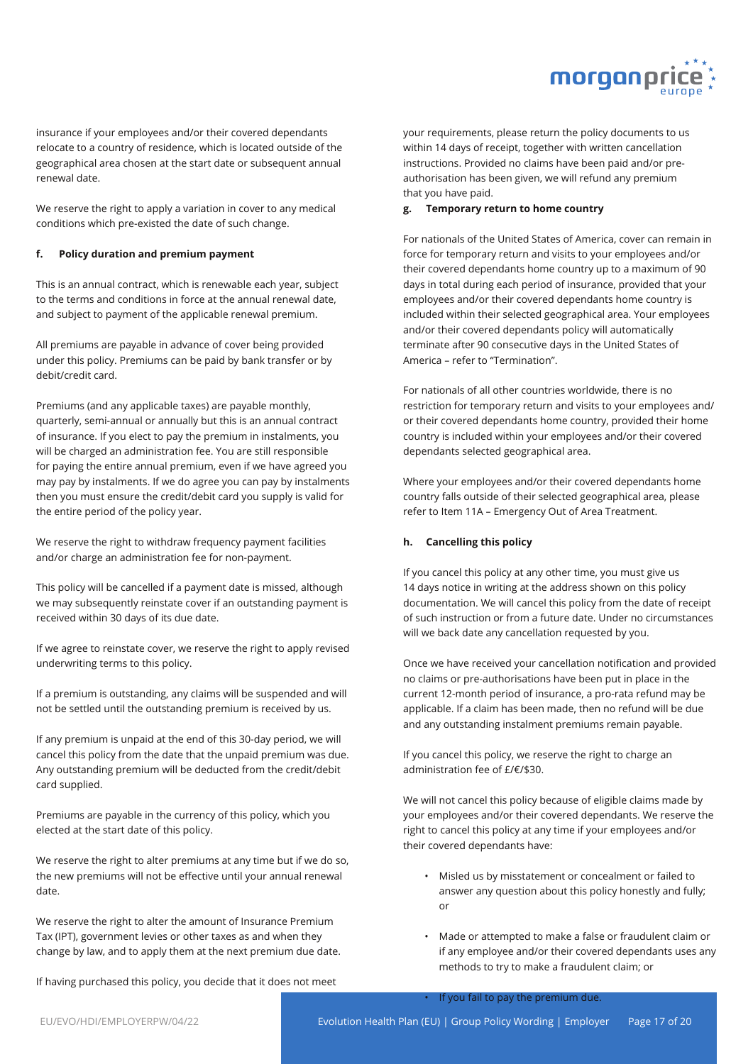insurance if your employees and/or their covered dependants relocate to a country of residence, which is located outside of the geographical area chosen at the start date or subsequent annual renewal date.

We reserve the right to apply a variation in cover to any medical conditions which pre-existed the date of such change.

**f. Policy duration and premium payment**

This is an annual contract, which is renewable each year, subject to the terms and conditions in force at the annual renewal date, and subject to payment of the applicable renewal premium.

All premiums are payable in advance of cover being provided under this policy. Premiums can be paid by bank transfer or by debit/credit card.

Premiums (and any applicable taxes) are payable monthly, quarterly, semi-annual or annually but this is an annual contract of insurance. If you elect to pay the premium in instalments, you will be charged an administration fee. You are still responsible for paying the entire annual premium, even if we have agreed you may pay by instalments. If we do agree you can pay by instalments then you must ensure the credit/debit card you supply is valid for the entire period of the policy year.

We reserve the right to withdraw frequency payment facilities and/or charge an administration fee for non-payment.

This policy will be cancelled if a payment date is missed, although we may subsequently reinstate cover if an outstanding payment is received within 30 days of its due date.

If we agree to reinstate cover, we reserve the right to apply revised underwriting terms to this policy.

If a premium is outstanding, any claims will be suspended and will not be settled until the outstanding premium is received by us.

If any premium is unpaid at the end of this 30-day period, we will cancel this policy from the date that the unpaid premium was due. Any outstanding premium will be deducted from the credit/debit card supplied.

Premiums are payable in the currency of this policy, which you elected at the start date of this policy.

We reserve the right to alter premiums at any time but if we do so, the new premiums will not be effective until your annual renewal date.

We reserve the right to alter the amount of Insurance Premium Tax (IPT), government levies or other taxes as and when they change by law, and to apply them at the next premium due date.

If having purchased this policy, you decide that it does not meet your requirements, please return the policy documents to us within 14 days of receipt, together with written cancellation instructions. Provided no claims have been paid and/or pre-authorisation has been given, we will refund any premium that you have paid.

**g. Temporary return to home country**

For nationals of the United States of America, cover can remain in force for temporary return and visits to your employees and/or their covered dependants home country up to a maximum of 90 days in total during each period of insurance, provided that your employees and/or their covered dependants home country is included within their selected geographical area. Your employees and/or their covered dependants policy will automatically terminate after 90 consecutive days in the United States of America – refer to "Termination".

For nationals of all other countries worldwide, there is no restriction for temporary return and visits to your employees and/or their covered dependants home country, provided their home country is included within your employees and/or their covered dependants selected geographical area.

Where your employees and/or their covered dependants home country falls outside of their selected geographical area, please refer to Item 11A – Emergency Out of Area Treatment.

**h. Cancelling this policy**

If you cancel this policy at any other time, you must give us 14 days notice in writing at the address shown on this policy documentation. We will cancel this policy from the date of receipt of such instruction or from a future date. Under no circumstances will we back date any cancellation requested by you.

Once we have received your cancellation notification and provided no claims or pre-authorisations have been put in place in the current 12-month period of insurance, a pro-rata refund may be applicable. If a claim has been made, then no refund will be due and any outstanding instalment premiums remain payable.

If you cancel this policy, we reserve the right to charge an administration fee of £/€/$30.

We will not cancel this policy because of eligible claims made by your employees and/or their covered dependants. We reserve the right to cancel this policy at any time if your employees and/or their covered dependants have:

- Misled us by misstatement or concealment or failed to answer any question about this policy honestly and fully; or
- Made or attempted to make a false or fraudulent claim or if any employee and/or their covered dependants uses any methods to try to make a fraudulent claim; or
- If you fail to pay the premium due.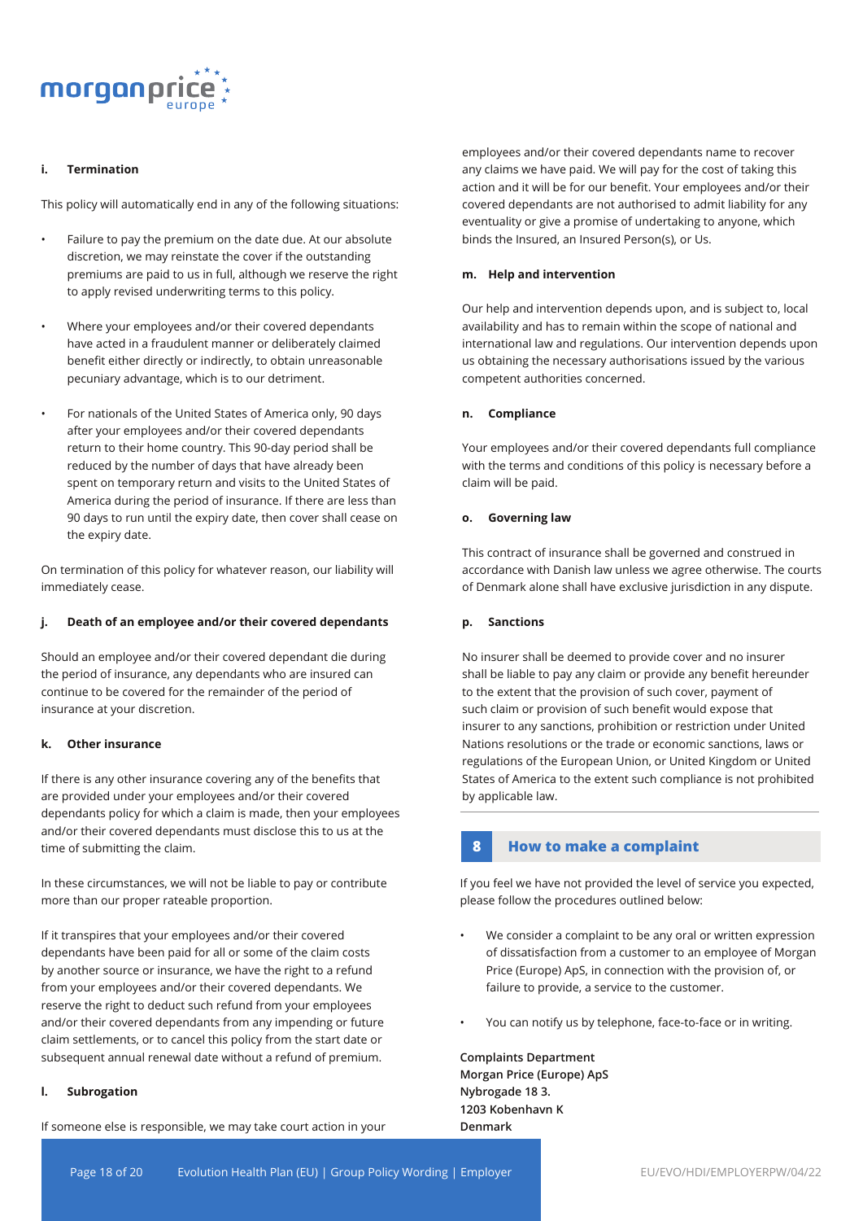### i. Termination

This policy will automatically end in any of the following situations:

- Failure to pay the premium on the date due. At our absolute discretion, we may reinstate the cover if the outstanding premiums are paid to us in full, although we reserve the right to apply revised underwriting terms to this policy.
- Where your employees and/or their covered dependants have acted in a fraudulent manner or deliberately claimed benefit either directly or indirectly, to obtain unreasonable pecuniary advantage, which is to our detriment.
- For nationals of the United States of America only, 90 days after your employees and/or their covered dependants return to their home country. This 90-day period shall be reduced by the number of days that have already been spent on temporary return and visits to the United States of America during the period of insurance. If there are less than 90 days to run until the expiry date, then cover shall cease on the expiry date.

On termination of this policy for whatever reason, our liability will immediately cease.

### j. Death of an employee and/or their covered dependants

Should an employee and/or their covered dependant die during the period of insurance, any dependants who are insured can continue to be covered for the remainder of the period of insurance at your discretion.

### k. Other insurance

If there is any other insurance covering any of the benefits that are provided under your employees and/or their covered dependants policy for which a claim is made, then your employees and/or their covered dependants must disclose this to us at the time of submitting the claim.

In these circumstances, we will not be liable to pay or contribute more than our proper rateable proportion.

If it transpires that your employees and/or their covered dependants have been paid for all or some of the claim costs by another source or insurance, we have the right to a refund from your employees and/or their covered dependants. We reserve the right to deduct such refund from your employees and/or their covered dependants from any impending or future claim settlements, or to cancel this policy from the start date or subsequent annual renewal date without a refund of premium.

### l. Subrogation

If someone else is responsible, we may take court action in your employees and/or their covered dependants name to recover any claims we have paid. We will pay for the cost of taking this action and it will be for our benefit. Your employees and/or their covered dependants are not authorised to admit liability for any eventuality or give a promise of undertaking to anyone, which binds the Insured, an Insured Person(s), or Us.

### m. Help and intervention

Our help and intervention depends upon, and is subject to, local availability and has to remain within the scope of national and international law and regulations. Our intervention depends upon us obtaining the necessary authorisations issued by the various competent authorities concerned.

### n. Compliance

Your employees and/or their covered dependants full compliance with the terms and conditions of this policy is necessary before a claim will be paid.

### o. Governing law

This contract of insurance shall be governed and construed in accordance with Danish law unless we agree otherwise. The courts of Denmark alone shall have exclusive jurisdiction in any dispute.

### p. Sanctions

No insurer shall be deemed to provide cover and no insurer shall be liable to pay any claim or provide any benefit hereunder to the extent that the provision of such cover, payment of such claim or provision of such benefit would expose that insurer to any sanctions, prohibition or restriction under United Nations resolutions or the trade or economic sanctions, laws or regulations of the European Union, or United Kingdom or United States of America to the extent such compliance is not prohibited by applicable law.

## 8 How to make a complaint

If you feel we have not provided the level of service you expected, please follow the procedures outlined below:

- We consider a complaint to be any oral or written expression of dissatisfaction from a customer to an employee of Morgan Price (Europe) ApS, in connection with the provision of, or failure to provide, a service to the customer.
- You can notify us by telephone, face-to-face or in writing.

**Complaints Department**
**Morgan Price (Europe) ApS**
**Nybrogade 18 3.**
**1203 Kobenhavn K**
**Denmark**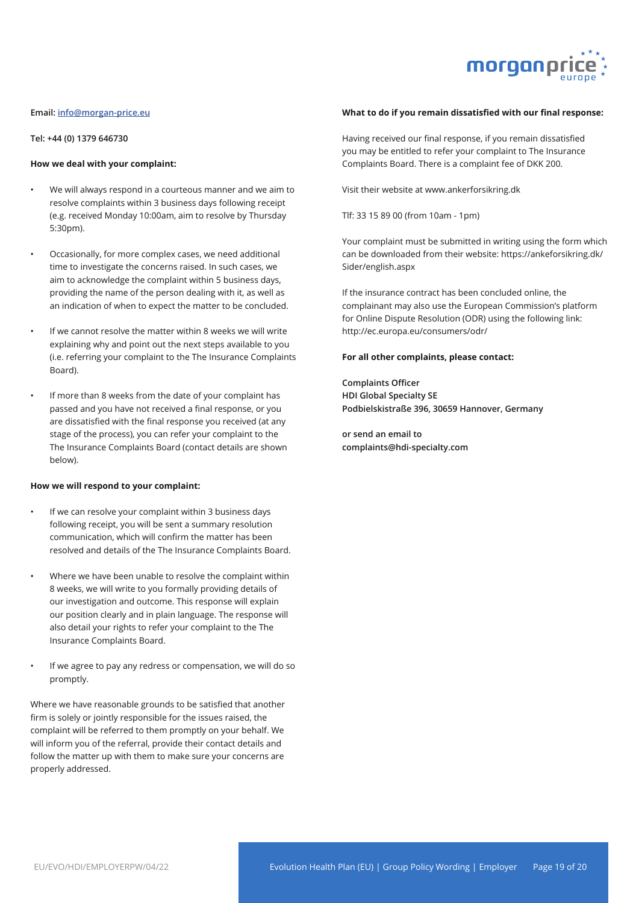**Email:** info@morgan-price.eu

**Tel: +44 (0) 1379 646730**

**How we deal with your complaint:**

- We will always respond in a courteous manner and we aim to resolve complaints within 3 business days following receipt (e.g. received Monday 10:00am, aim to resolve by Thursday 5:30pm).
- Occasionally, for more complex cases, we need additional time to investigate the concerns raised. In such cases, we aim to acknowledge the complaint within 5 business days, providing the name of the person dealing with it, as well as an indication of when to expect the matter to be concluded.
- If we cannot resolve the matter within 8 weeks we will write explaining why and point out the next steps available to you (i.e. referring your complaint to the The Insurance Complaints Board).
- If more than 8 weeks from the date of your complaint has passed and you have not received a final response, or you are dissatisfied with the final response you received (at any stage of the process), you can refer your complaint to the The Insurance Complaints Board (contact details are shown below).

**How we will respond to your complaint:**

- If we can resolve your complaint within 3 business days following receipt, you will be sent a summary resolution communication, which will confirm the matter has been resolved and details of the The Insurance Complaints Board.
- Where we have been unable to resolve the complaint within 8 weeks, we will write to you formally providing details of our investigation and outcome. This response will explain our position clearly and in plain language. The response will also detail your rights to refer your complaint to the The Insurance Complaints Board.
- If we agree to pay any redress or compensation, we will do so promptly.

Where we have reasonable grounds to be satisfied that another firm is solely or jointly responsible for the issues raised, the complaint will be referred to them promptly on your behalf. We will inform you of the referral, provide their contact details and follow the matter up with them to make sure your concerns are properly addressed.

**What to do if you remain dissatisfied with our final response:**

Having received our final response, if you remain dissatisfied you may be entitled to refer your complaint to The Insurance Complaints Board. There is a complaint fee of DKK 200.

Visit their website at www.ankerforsikring.dk

Tlf: 33 15 89 00 (from 10am - 1pm)

Your complaint must be submitted in writing using the form which can be downloaded from their website: https://ankeforsikring.dk/Sider/english.aspx

If the insurance contract has been concluded online, the complainant may also use the European Commission's platform for Online Dispute Resolution (ODR) using the following link: http://ec.europa.eu/consumers/odr/

**For all other complaints, please contact:**

**Complaints Officer**
**HDI Global Specialty SE**
**Podbielskistraße 396, 30659 Hannover, Germany**

**or send an email to**
**complaints@hdi-specialty.com**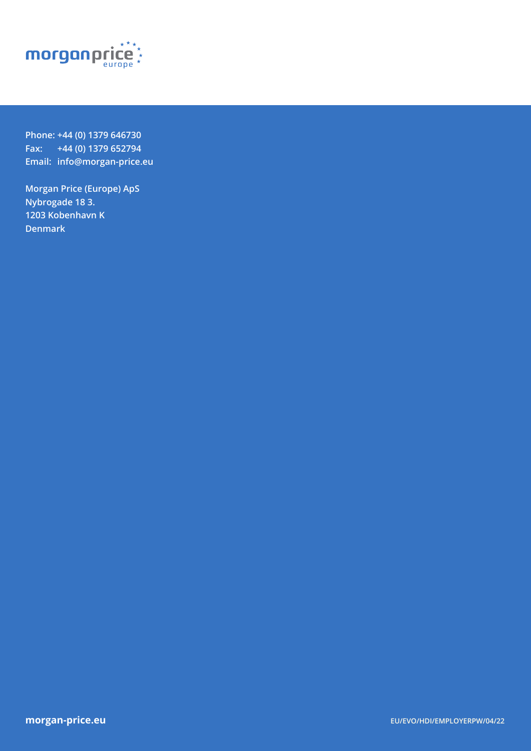morganprice europe

Phone: +44 (0) 1379 646730
Fax: +44 (0) 1379 652794
Email: info@morgan-price.eu

Morgan Price (Europe) ApS
Nybrogade 18 3.
1203 Kobenhavn K
Denmark

**morgan-price.eu**

EU/EVO/HDI/EMPLOYERPW/04/22